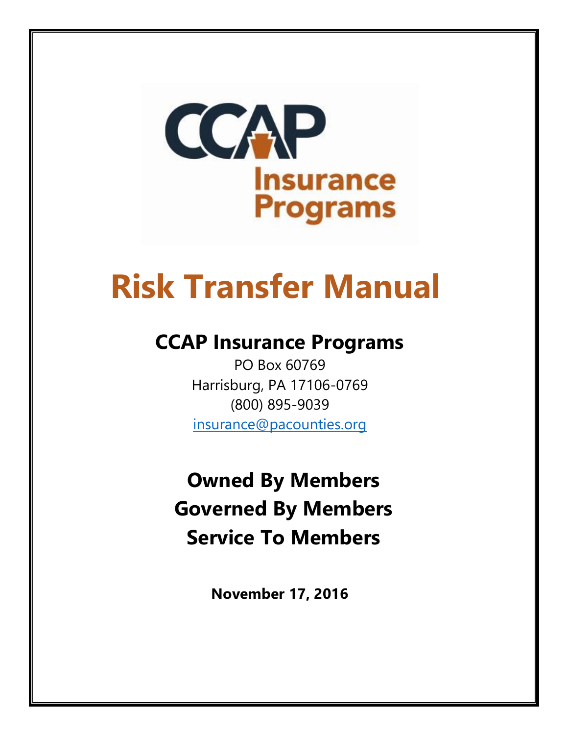CCAP Insurance Programs

# Risk Transfer Manual

## CCAP Insurance Programs

PO Box 60769
Harrisburg, PA 17106-0769
(800) 895-9039
insurance@pacounties.org

## Owned By Members
## Governed By Members
## Service To Members

**November 17, 2016**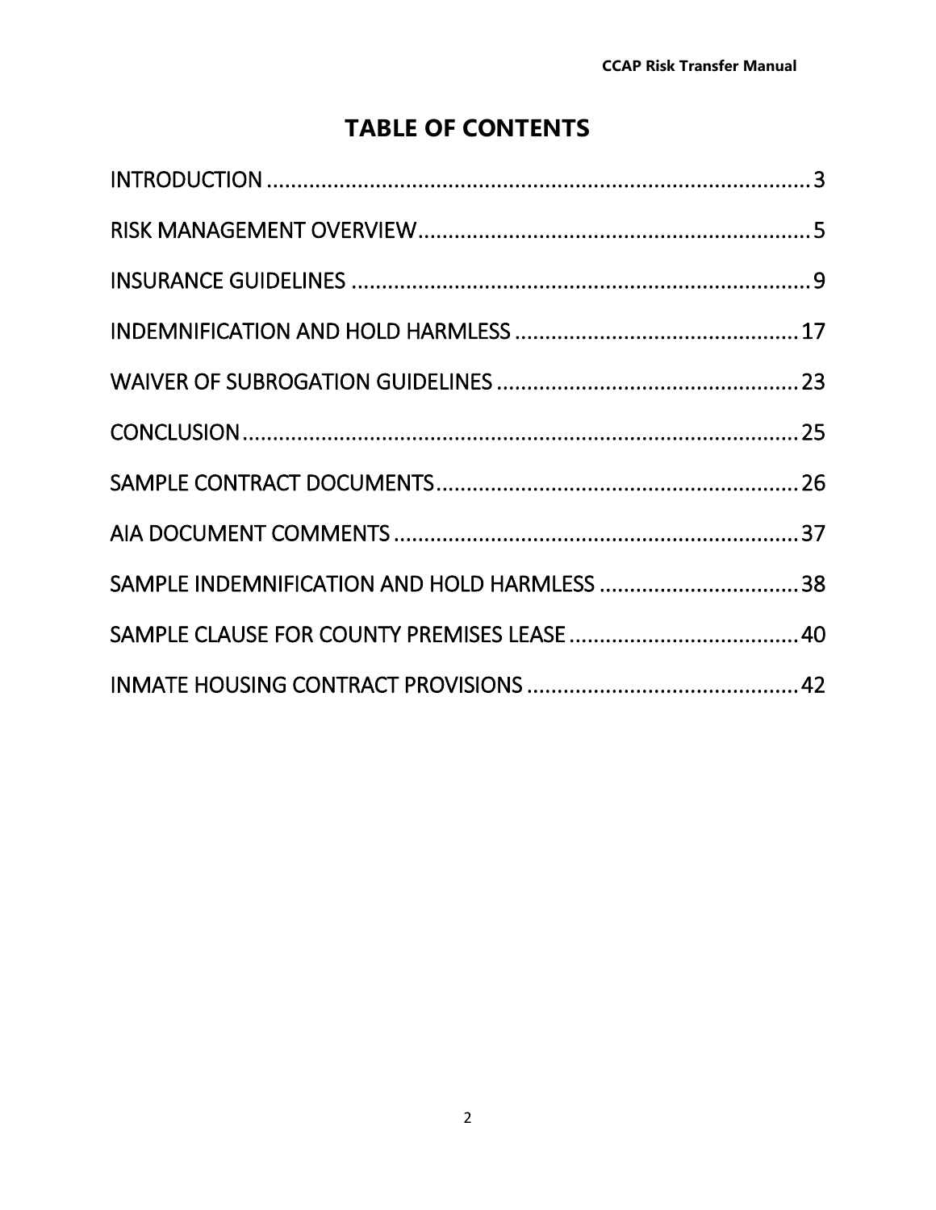# TABLE OF CONTENTS

INTRODUCTION ........................................................................................ 3

RISK MANAGEMENT OVERVIEW ................................................................ 5

INSURANCE GUIDELINES ........................................................................... 9

INDEMNIFICATION AND HOLD HARMLESS .............................................. 17

WAIVER OF SUBROGATION GUIDELINES .................................................. 23

CONCLUSION ............................................................................................ 25

SAMPLE CONTRACT DOCUMENTS ............................................................ 26

AIA DOCUMENT COMMENTS .................................................................... 37

SAMPLE INDEMNIFICATION AND HOLD HARMLESS ................................. 38

SAMPLE CLAUSE FOR COUNTY PREMISES LEASE ...................................... 40

INMATE HOUSING CONTRACT PROVISIONS ............................................. 42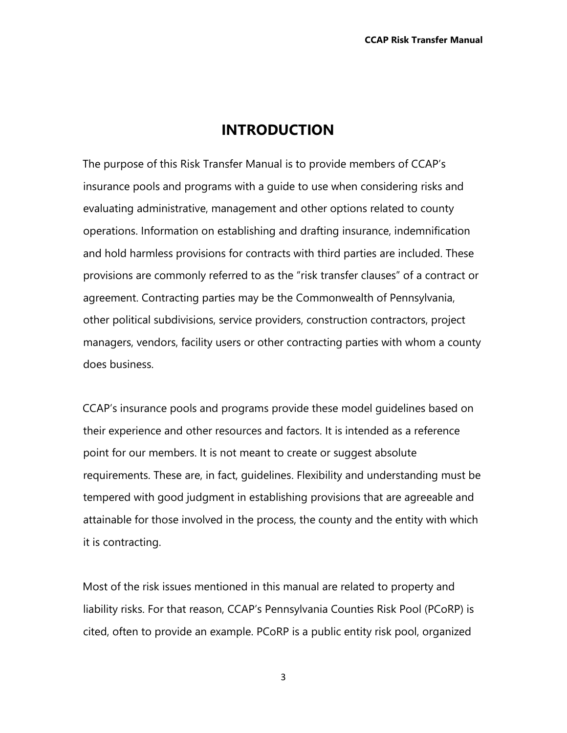# INTRODUCTION

The purpose of this Risk Transfer Manual is to provide members of CCAP's insurance pools and programs with a guide to use when considering risks and evaluating administrative, management and other options related to county operations. Information on establishing and drafting insurance, indemnification and hold harmless provisions for contracts with third parties are included. These provisions are commonly referred to as the "risk transfer clauses" of a contract or agreement. Contracting parties may be the Commonwealth of Pennsylvania, other political subdivisions, service providers, construction contractors, project managers, vendors, facility users or other contracting parties with whom a county does business.

CCAP's insurance pools and programs provide these model guidelines based on their experience and other resources and factors. It is intended as a reference point for our members. It is not meant to create or suggest absolute requirements. These are, in fact, guidelines. Flexibility and understanding must be tempered with good judgment in establishing provisions that are agreeable and attainable for those involved in the process, the county and the entity with which it is contracting.

Most of the risk issues mentioned in this manual are related to property and liability risks. For that reason, CCAP's Pennsylvania Counties Risk Pool (PCoRP) is cited, often to provide an example. PCoRP is a public entity risk pool, organized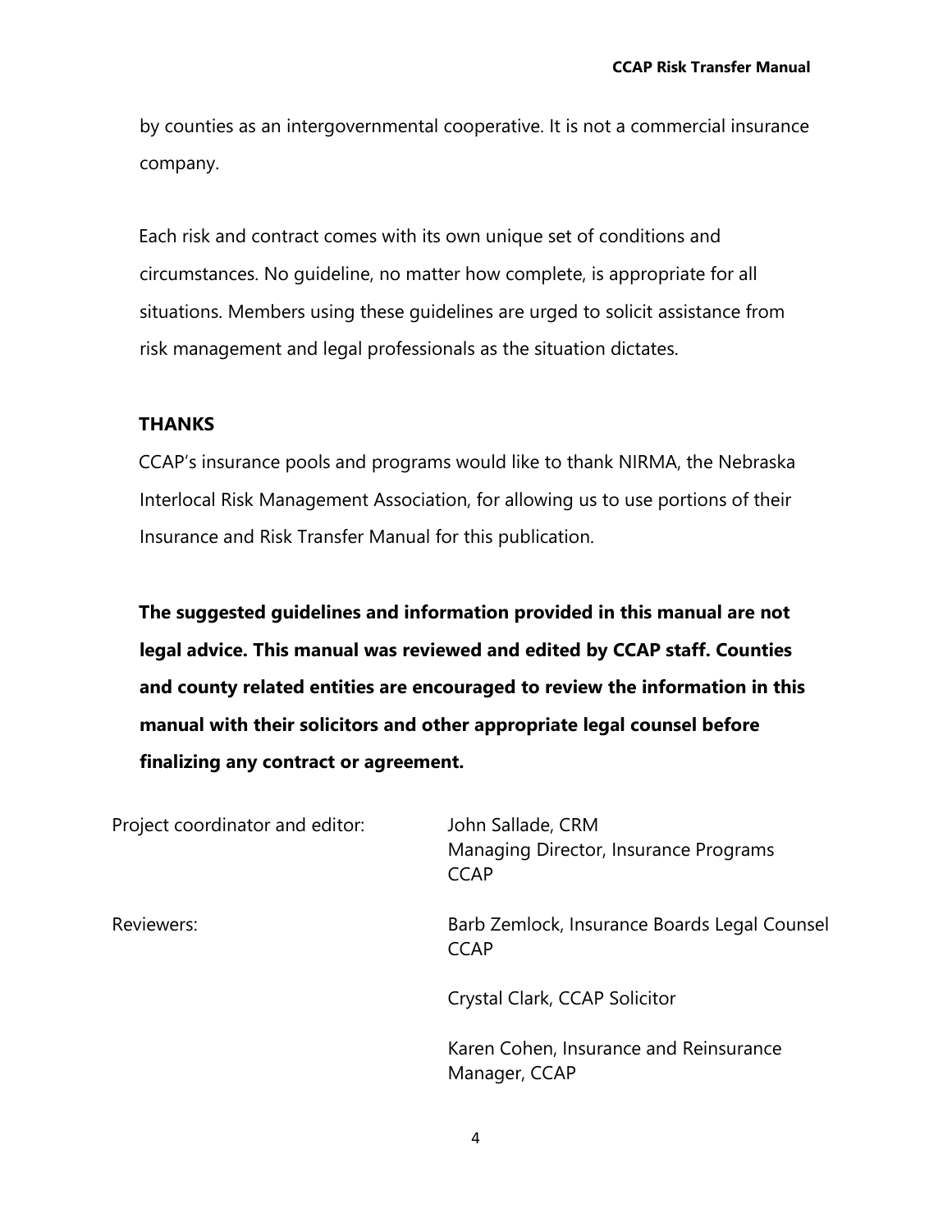by counties as an intergovernmental cooperative. It is not a commercial insurance company.

Each risk and contract comes with its own unique set of conditions and circumstances. No guideline, no matter how complete, is appropriate for all situations. Members using these guidelines are urged to solicit assistance from risk management and legal professionals as the situation dictates.

## THANKS

CCAP's insurance pools and programs would like to thank NIRMA, the Nebraska Interlocal Risk Management Association, for allowing us to use portions of their Insurance and Risk Transfer Manual for this publication.

**The suggested guidelines and information provided in this manual are not legal advice. This manual was reviewed and edited by CCAP staff. Counties and county related entities are encouraged to review the information in this manual with their solicitors and other appropriate legal counsel before finalizing any contract or agreement.**

| | |
|---|---|
| Project coordinator and editor: | John Sallade, CRM<br>Managing Director, Insurance Programs<br>CCAP |
| Reviewers: | Barb Zemlock, Insurance Boards Legal Counsel<br>CCAP |
| | Crystal Clark, CCAP Solicitor |
| | Karen Cohen, Insurance and Reinsurance<br>Manager, CCAP |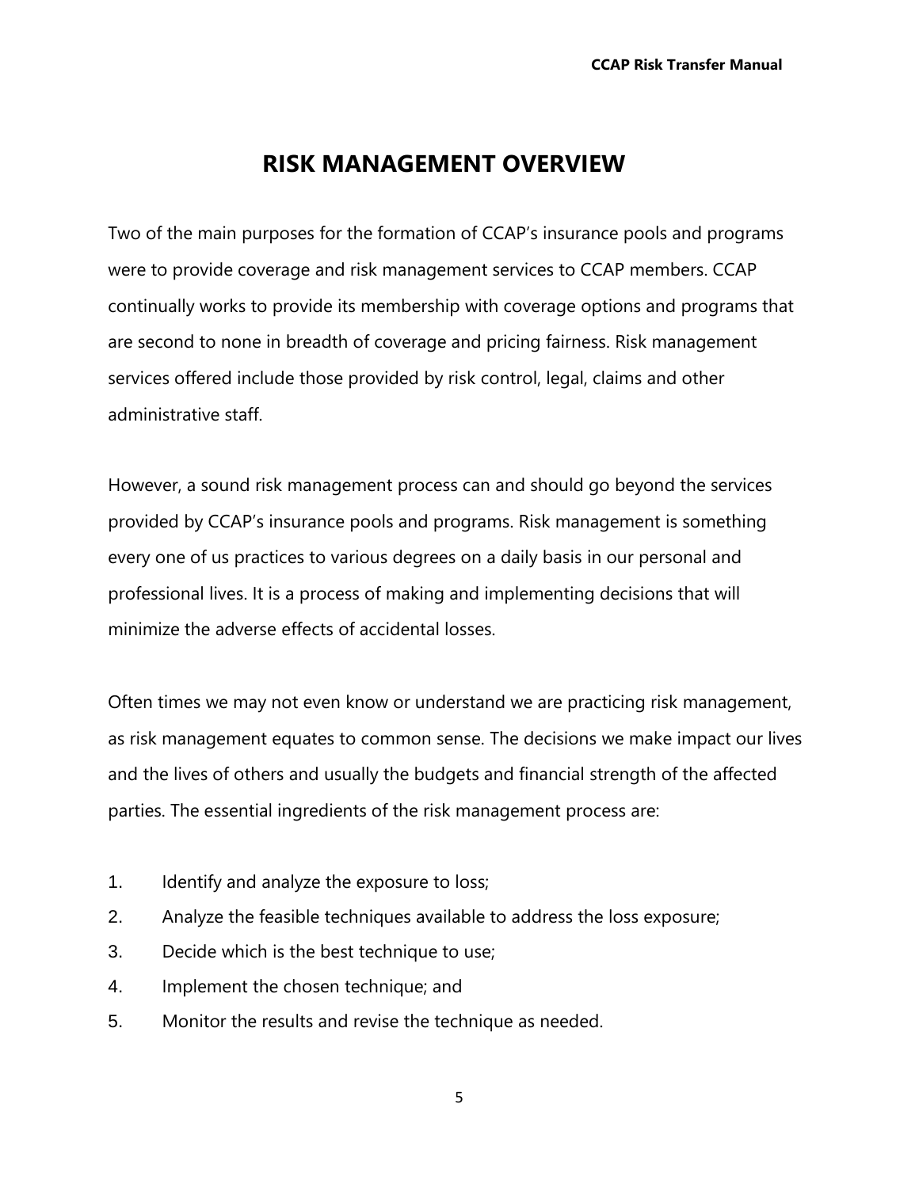# RISK MANAGEMENT OVERVIEW

Two of the main purposes for the formation of CCAP's insurance pools and programs were to provide coverage and risk management services to CCAP members. CCAP continually works to provide its membership with coverage options and programs that are second to none in breadth of coverage and pricing fairness. Risk management services offered include those provided by risk control, legal, claims and other administrative staff.

However, a sound risk management process can and should go beyond the services provided by CCAP's insurance pools and programs. Risk management is something every one of us practices to various degrees on a daily basis in our personal and professional lives. It is a process of making and implementing decisions that will minimize the adverse effects of accidental losses.

Often times we may not even know or understand we are practicing risk management, as risk management equates to common sense. The decisions we make impact our lives and the lives of others and usually the budgets and financial strength of the affected parties. The essential ingredients of the risk management process are:

1. Identify and analyze the exposure to loss;
2. Analyze the feasible techniques available to address the loss exposure;
3. Decide which is the best technique to use;
4. Implement the chosen technique; and
5. Monitor the results and revise the technique as needed.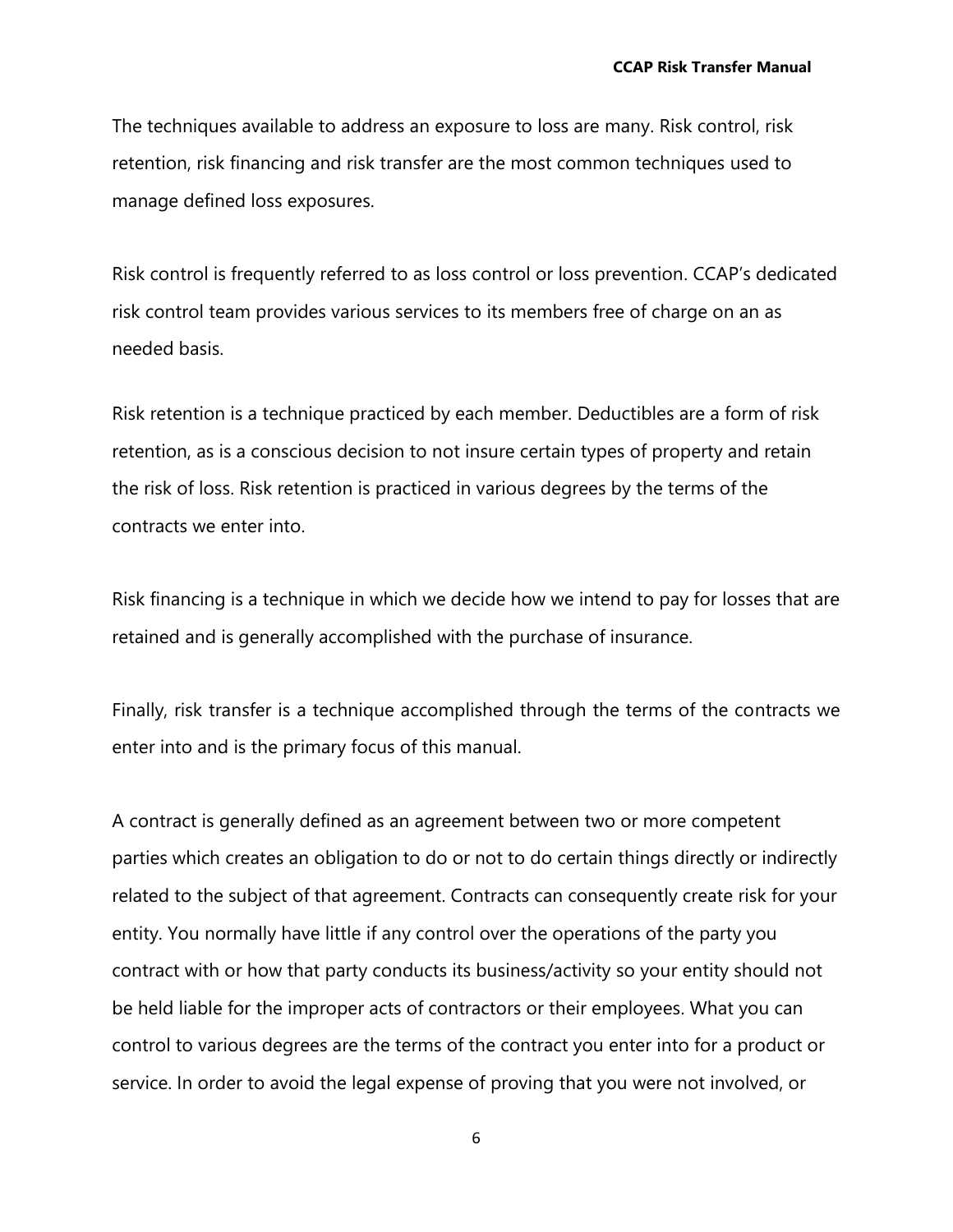The techniques available to address an exposure to loss are many. Risk control, risk retention, risk financing and risk transfer are the most common techniques used to manage defined loss exposures.

Risk control is frequently referred to as loss control or loss prevention. CCAP's dedicated risk control team provides various services to its members free of charge on an as needed basis.

Risk retention is a technique practiced by each member. Deductibles are a form of risk retention, as is a conscious decision to not insure certain types of property and retain the risk of loss. Risk retention is practiced in various degrees by the terms of the contracts we enter into.

Risk financing is a technique in which we decide how we intend to pay for losses that are retained and is generally accomplished with the purchase of insurance.

Finally, risk transfer is a technique accomplished through the terms of the contracts we enter into and is the primary focus of this manual.

A contract is generally defined as an agreement between two or more competent parties which creates an obligation to do or not to do certain things directly or indirectly related to the subject of that agreement. Contracts can consequently create risk for your entity. You normally have little if any control over the operations of the party you contract with or how that party conducts its business/activity so your entity should not be held liable for the improper acts of contractors or their employees. What you can control to various degrees are the terms of the contract you enter into for a product or service. In order to avoid the legal expense of proving that you were not involved, or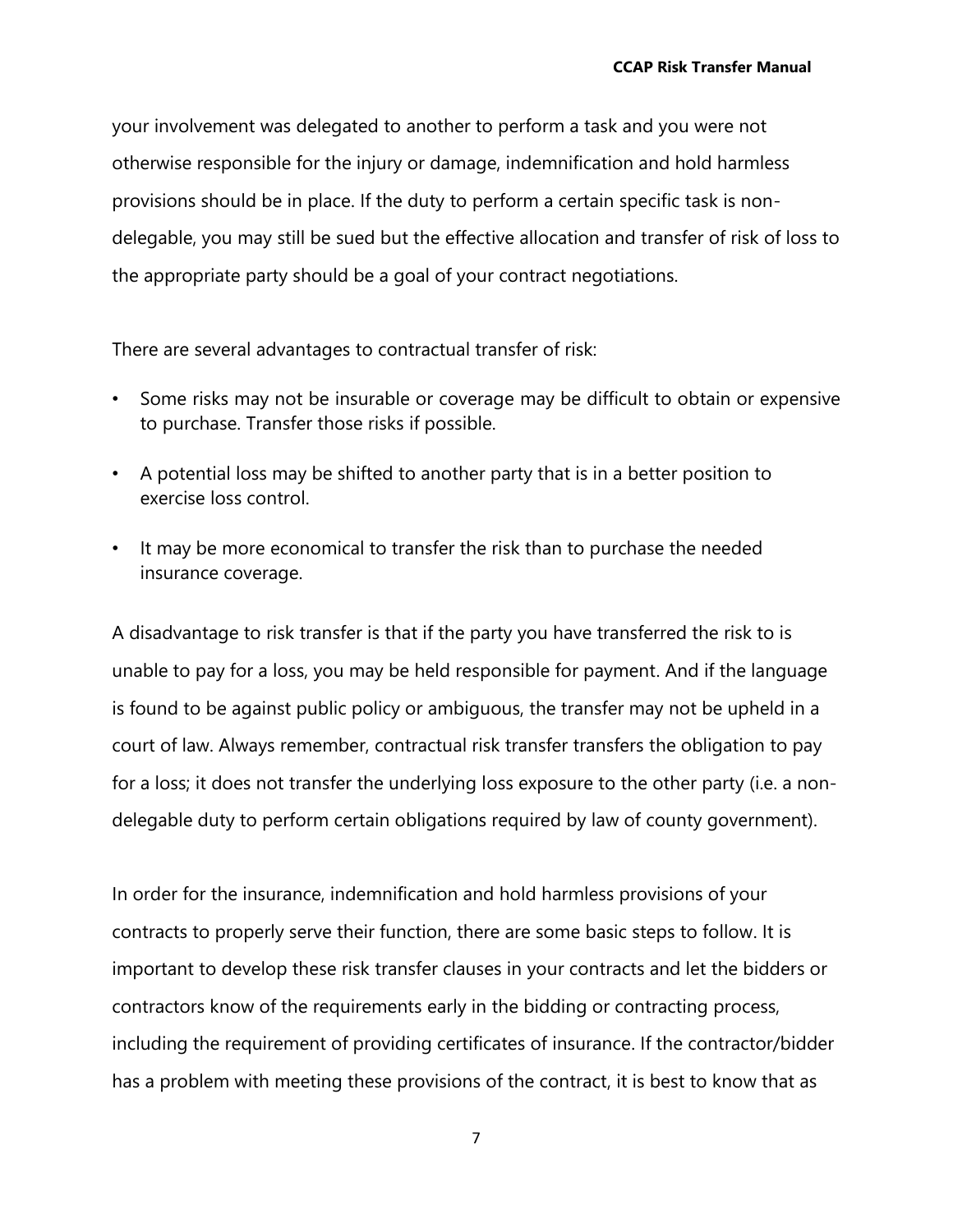your involvement was delegated to another to perform a task and you were not otherwise responsible for the injury or damage, indemnification and hold harmless provisions should be in place. If the duty to perform a certain specific task is non-delegable, you may still be sued but the effective allocation and transfer of risk of loss to the appropriate party should be a goal of your contract negotiations.

There are several advantages to contractual transfer of risk:

- Some risks may not be insurable or coverage may be difficult to obtain or expensive to purchase. Transfer those risks if possible.
- A potential loss may be shifted to another party that is in a better position to exercise loss control.
- It may be more economical to transfer the risk than to purchase the needed insurance coverage.

A disadvantage to risk transfer is that if the party you have transferred the risk to is unable to pay for a loss, you may be held responsible for payment. And if the language is found to be against public policy or ambiguous, the transfer may not be upheld in a court of law. Always remember, contractual risk transfer transfers the obligation to pay for a loss; it does not transfer the underlying loss exposure to the other party (i.e. a non-delegable duty to perform certain obligations required by law of county government).

In order for the insurance, indemnification and hold harmless provisions of your contracts to properly serve their function, there are some basic steps to follow. It is important to develop these risk transfer clauses in your contracts and let the bidders or contractors know of the requirements early in the bidding or contracting process, including the requirement of providing certificates of insurance. If the contractor/bidder has a problem with meeting these provisions of the contract, it is best to know that as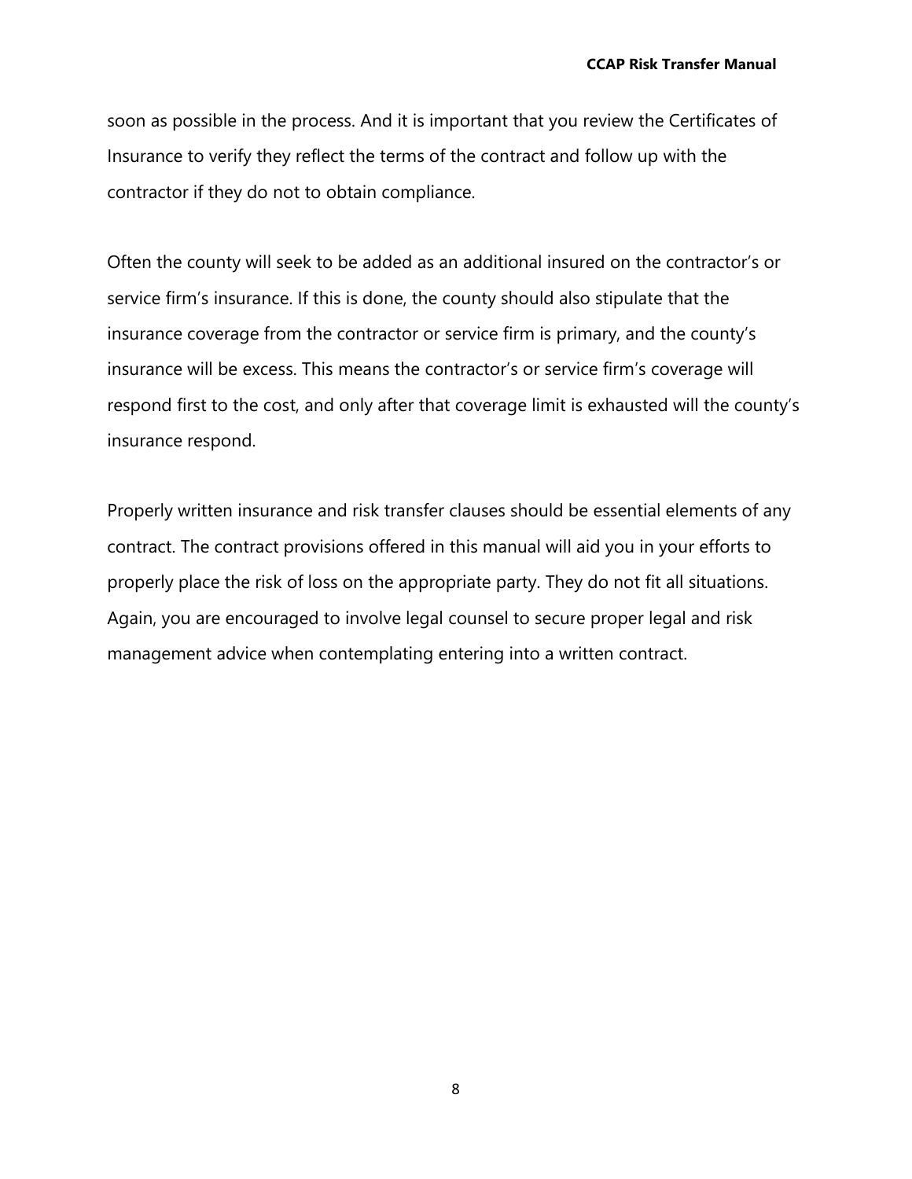soon as possible in the process. And it is important that you review the Certificates of Insurance to verify they reflect the terms of the contract and follow up with the contractor if they do not to obtain compliance.

Often the county will seek to be added as an additional insured on the contractor's or service firm's insurance. If this is done, the county should also stipulate that the insurance coverage from the contractor or service firm is primary, and the county's insurance will be excess. This means the contractor's or service firm's coverage will respond first to the cost, and only after that coverage limit is exhausted will the county's insurance respond.

Properly written insurance and risk transfer clauses should be essential elements of any contract. The contract provisions offered in this manual will aid you in your efforts to properly place the risk of loss on the appropriate party. They do not fit all situations. Again, you are encouraged to involve legal counsel to secure proper legal and risk management advice when contemplating entering into a written contract.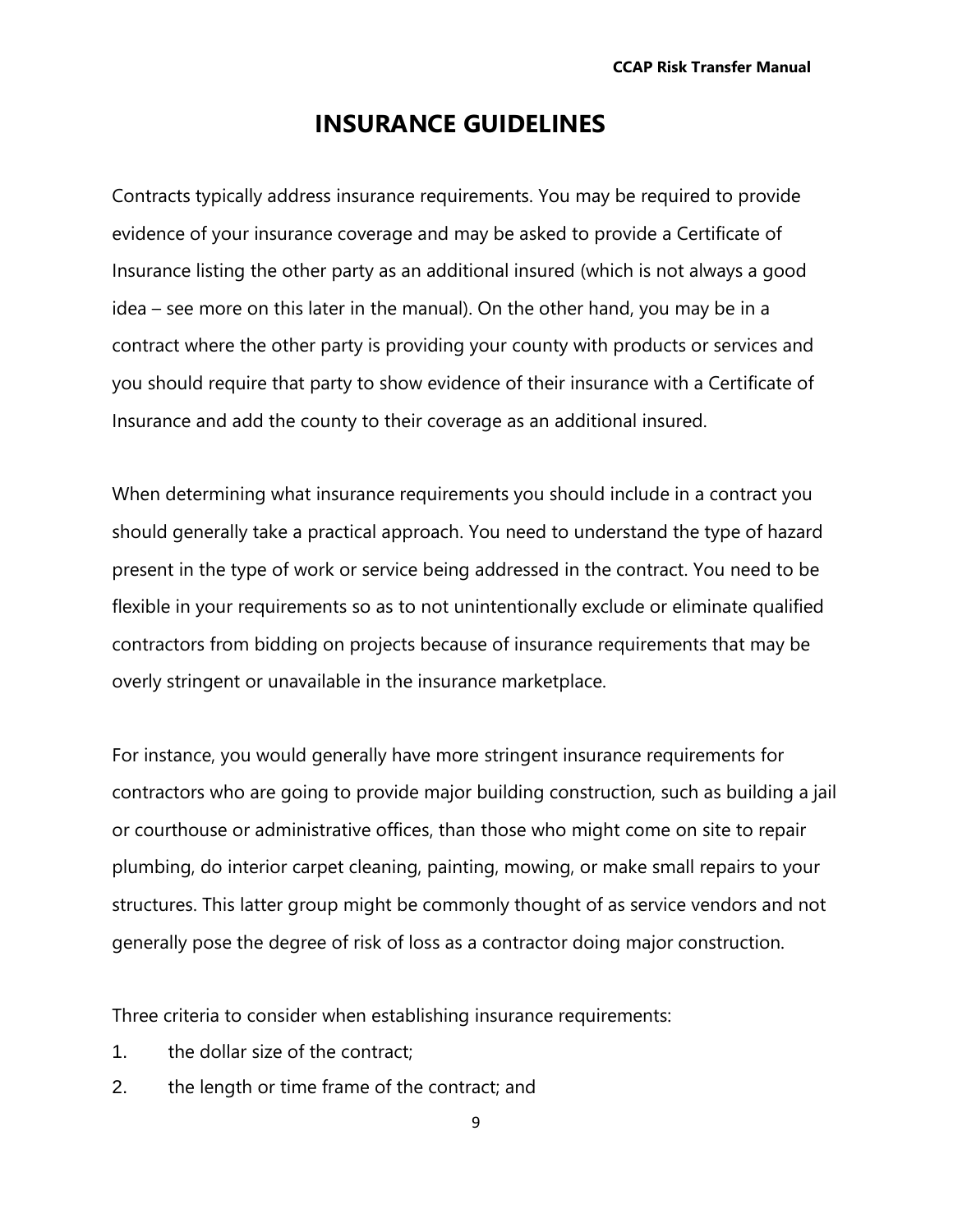# INSURANCE GUIDELINES

Contracts typically address insurance requirements. You may be required to provide evidence of your insurance coverage and may be asked to provide a Certificate of Insurance listing the other party as an additional insured (which is not always a good idea – see more on this later in the manual). On the other hand, you may be in a contract where the other party is providing your county with products or services and you should require that party to show evidence of their insurance with a Certificate of Insurance and add the county to their coverage as an additional insured.

When determining what insurance requirements you should include in a contract you should generally take a practical approach. You need to understand the type of hazard present in the type of work or service being addressed in the contract. You need to be flexible in your requirements so as to not unintentionally exclude or eliminate qualified contractors from bidding on projects because of insurance requirements that may be overly stringent or unavailable in the insurance marketplace.

For instance, you would generally have more stringent insurance requirements for contractors who are going to provide major building construction, such as building a jail or courthouse or administrative offices, than those who might come on site to repair plumbing, do interior carpet cleaning, painting, mowing, or make small repairs to your structures. This latter group might be commonly thought of as service vendors and not generally pose the degree of risk of loss as a contractor doing major construction.

Three criteria to consider when establishing insurance requirements:

1. the dollar size of the contract;
2. the length or time frame of the contract; and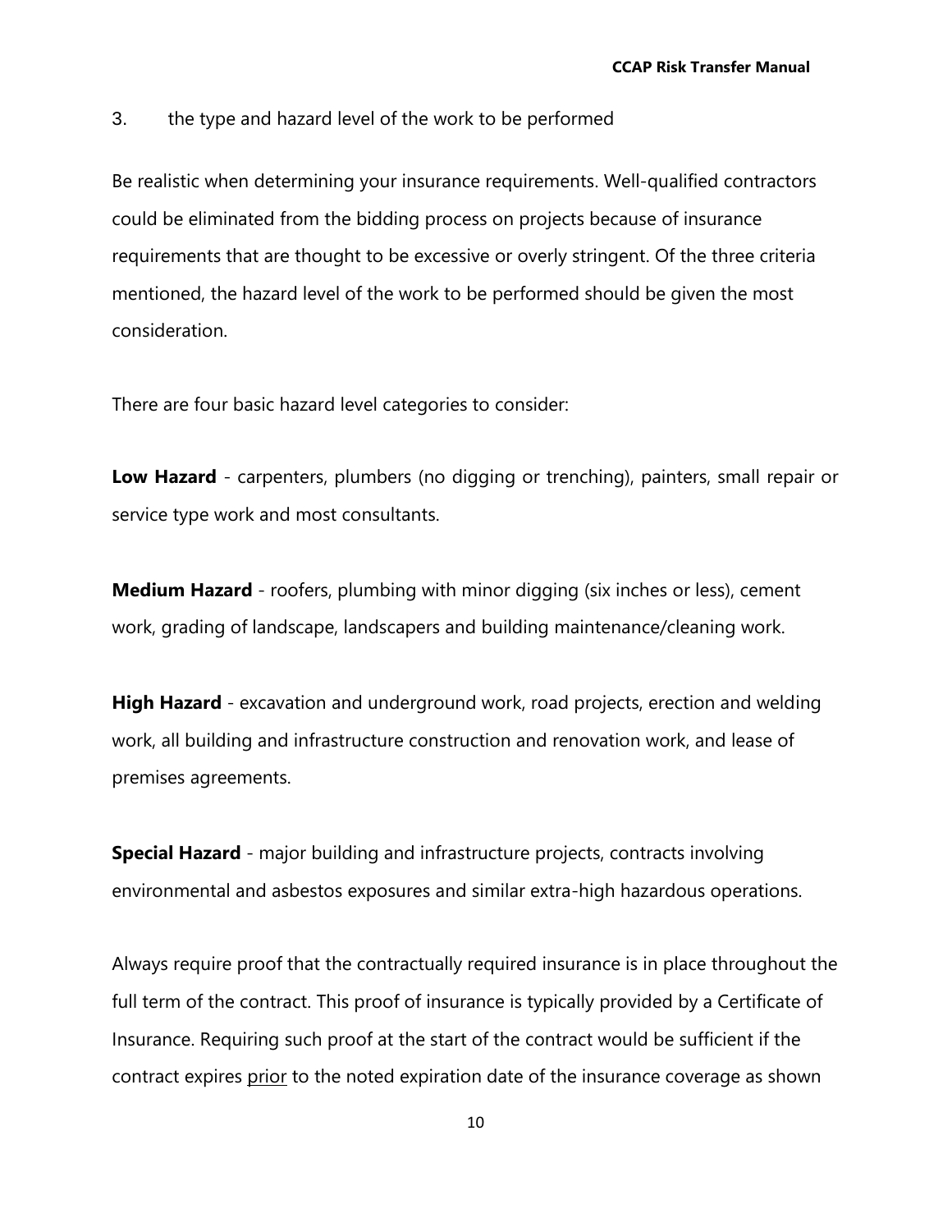3. the type and hazard level of the work to be performed

Be realistic when determining your insurance requirements. Well-qualified contractors could be eliminated from the bidding process on projects because of insurance requirements that are thought to be excessive or overly stringent. Of the three criteria mentioned, the hazard level of the work to be performed should be given the most consideration.

There are four basic hazard level categories to consider:

**Low Hazard** - carpenters, plumbers (no digging or trenching), painters, small repair or service type work and most consultants.

**Medium Hazard** - roofers, plumbing with minor digging (six inches or less), cement work, grading of landscape, landscapers and building maintenance/cleaning work.

**High Hazard** - excavation and underground work, road projects, erection and welding work, all building and infrastructure construction and renovation work, and lease of premises agreements.

**Special Hazard** - major building and infrastructure projects, contracts involving environmental and asbestos exposures and similar extra-high hazardous operations.

Always require proof that the contractually required insurance is in place throughout the full term of the contract. This proof of insurance is typically provided by a Certificate of Insurance. Requiring such proof at the start of the contract would be sufficient if the contract expires <u>prior</u> to the noted expiration date of the insurance coverage as shown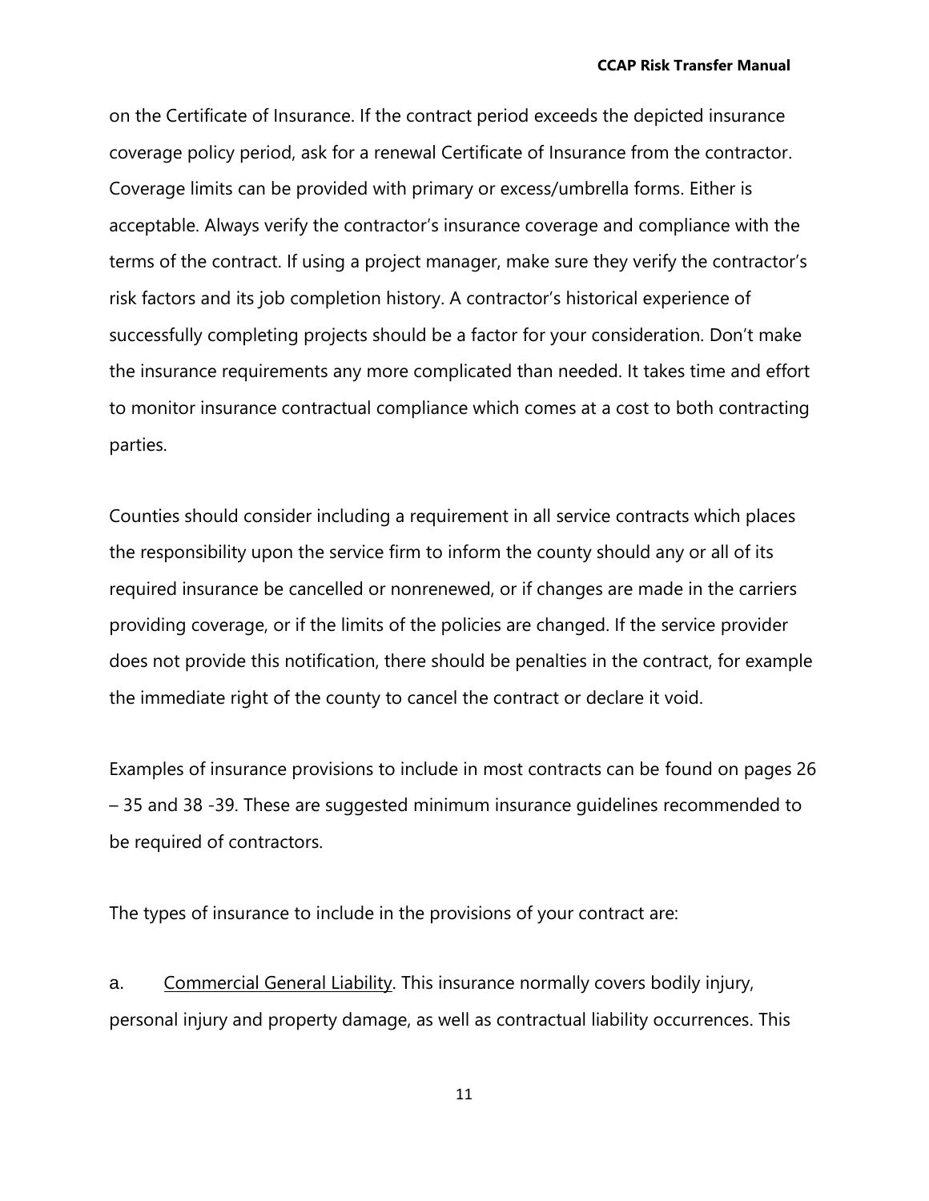on the Certificate of Insurance. If the contract period exceeds the depicted insurance coverage policy period, ask for a renewal Certificate of Insurance from the contractor. Coverage limits can be provided with primary or excess/umbrella forms. Either is acceptable. Always verify the contractor's insurance coverage and compliance with the terms of the contract. If using a project manager, make sure they verify the contractor's risk factors and its job completion history. A contractor's historical experience of successfully completing projects should be a factor for your consideration. Don't make the insurance requirements any more complicated than needed. It takes time and effort to monitor insurance contractual compliance which comes at a cost to both contracting parties.

Counties should consider including a requirement in all service contracts which places the responsibility upon the service firm to inform the county should any or all of its required insurance be cancelled or nonrenewed, or if changes are made in the carriers providing coverage, or if the limits of the policies are changed. If the service provider does not provide this notification, there should be penalties in the contract, for example the immediate right of the county to cancel the contract or declare it void.

Examples of insurance provisions to include in most contracts can be found on pages 26 – 35 and 38 -39. These are suggested minimum insurance guidelines recommended to be required of contractors.

The types of insurance to include in the provisions of your contract are:

a. Commercial General Liability. This insurance normally covers bodily injury, personal injury and property damage, as well as contractual liability occurrences. This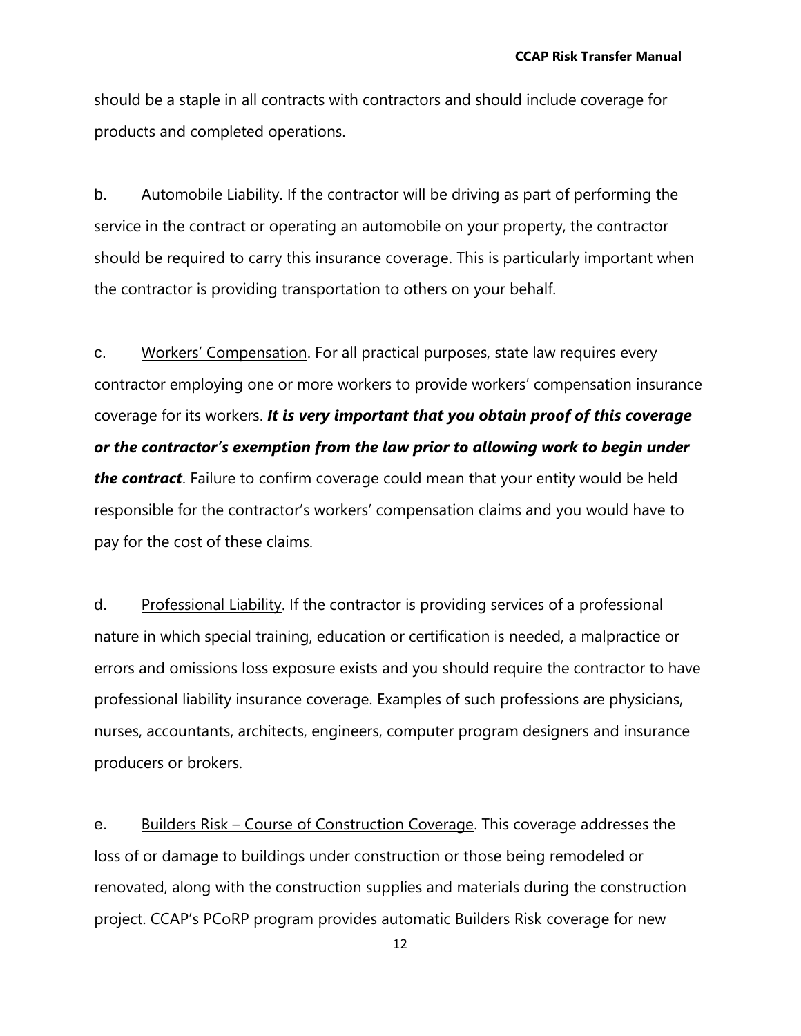should be a staple in all contracts with contractors and should include coverage for products and completed operations.

b. Automobile Liability. If the contractor will be driving as part of performing the service in the contract or operating an automobile on your property, the contractor should be required to carry this insurance coverage. This is particularly important when the contractor is providing transportation to others on your behalf.

c. Workers' Compensation. For all practical purposes, state law requires every contractor employing one or more workers to provide workers' compensation insurance coverage for its workers. ***It is very important that you obtain proof of this coverage or the contractor's exemption from the law prior to allowing work to begin under the contract***. Failure to confirm coverage could mean that your entity would be held responsible for the contractor's workers' compensation claims and you would have to pay for the cost of these claims.

d. Professional Liability. If the contractor is providing services of a professional nature in which special training, education or certification is needed, a malpractice or errors and omissions loss exposure exists and you should require the contractor to have professional liability insurance coverage. Examples of such professions are physicians, nurses, accountants, architects, engineers, computer program designers and insurance producers or brokers.

e. Builders Risk – Course of Construction Coverage. This coverage addresses the loss of or damage to buildings under construction or those being remodeled or renovated, along with the construction supplies and materials during the construction project. CCAP's PCoRP program provides automatic Builders Risk coverage for new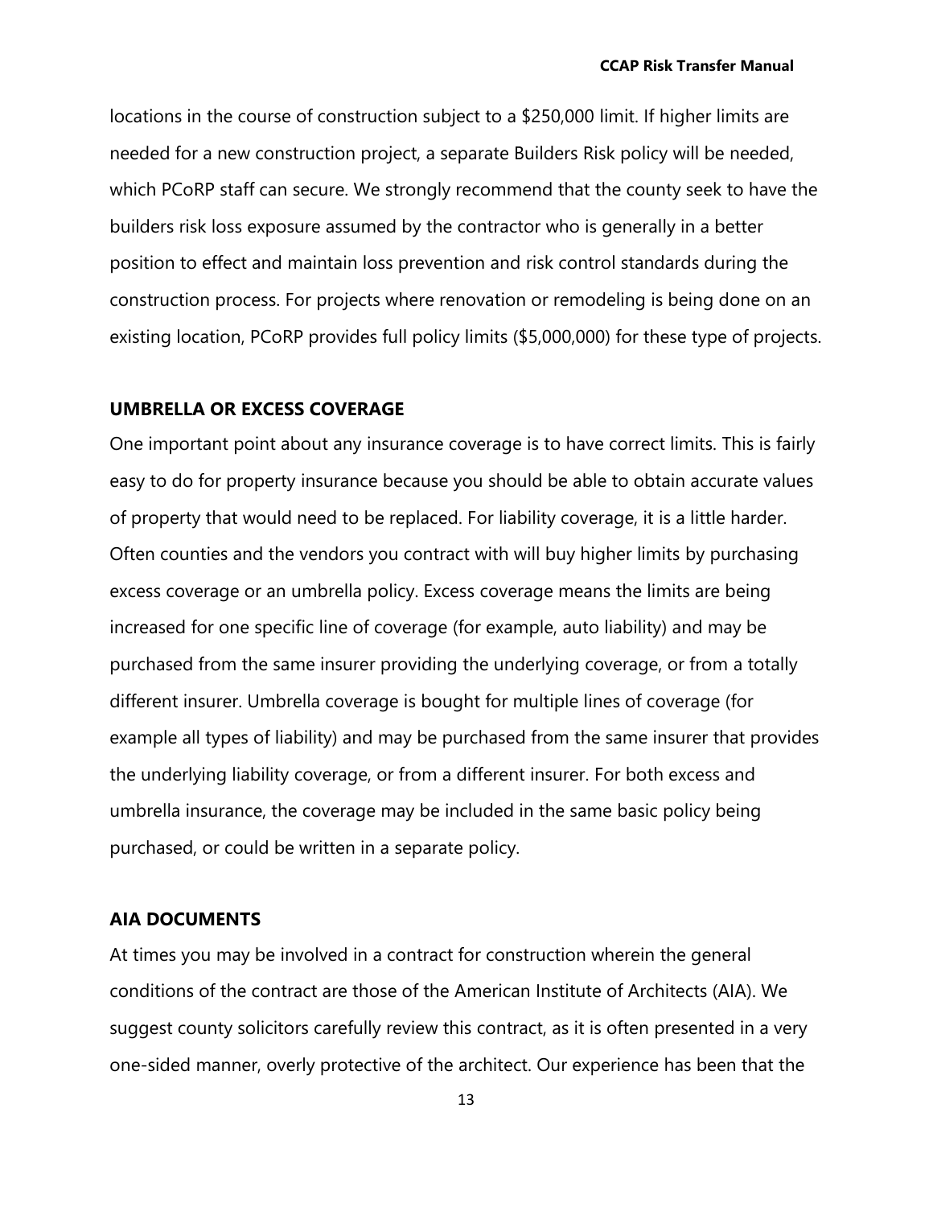locations in the course of construction subject to a $250,000 limit. If higher limits are needed for a new construction project, a separate Builders Risk policy will be needed, which PCoRP staff can secure. We strongly recommend that the county seek to have the builders risk loss exposure assumed by the contractor who is generally in a better position to effect and maintain loss prevention and risk control standards during the construction process. For projects where renovation or remodeling is being done on an existing location, PCoRP provides full policy limits ($5,000,000) for these type of projects.

### UMBRELLA OR EXCESS COVERAGE

One important point about any insurance coverage is to have correct limits. This is fairly easy to do for property insurance because you should be able to obtain accurate values of property that would need to be replaced. For liability coverage, it is a little harder. Often counties and the vendors you contract with will buy higher limits by purchasing excess coverage or an umbrella policy. Excess coverage means the limits are being increased for one specific line of coverage (for example, auto liability) and may be purchased from the same insurer providing the underlying coverage, or from a totally different insurer. Umbrella coverage is bought for multiple lines of coverage (for example all types of liability) and may be purchased from the same insurer that provides the underlying liability coverage, or from a different insurer. For both excess and umbrella insurance, the coverage may be included in the same basic policy being purchased, or could be written in a separate policy.

### AIA DOCUMENTS

At times you may be involved in a contract for construction wherein the general conditions of the contract are those of the American Institute of Architects (AIA). We suggest county solicitors carefully review this contract, as it is often presented in a very one-sided manner, overly protective of the architect. Our experience has been that the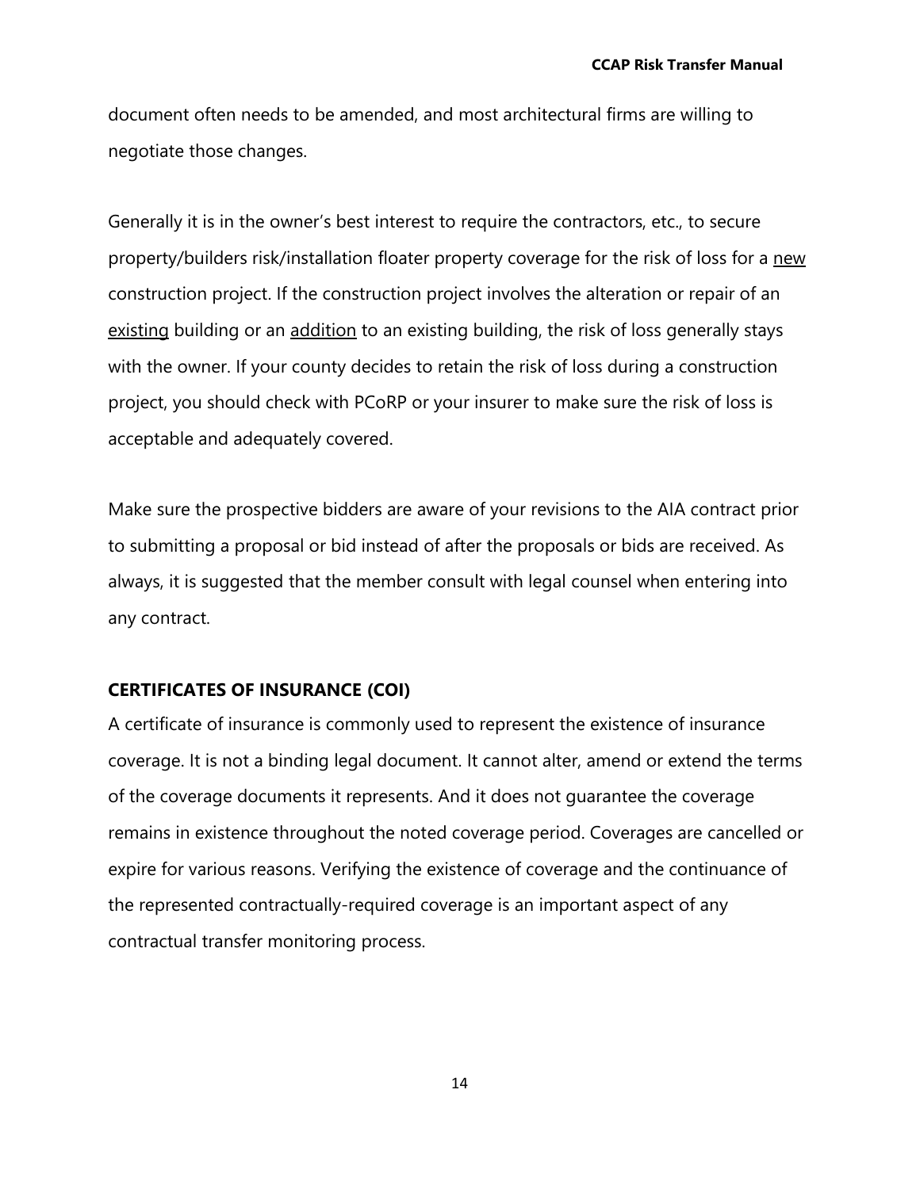document often needs to be amended, and most architectural firms are willing to negotiate those changes.

Generally it is in the owner's best interest to require the contractors, etc., to secure property/builders risk/installation floater property coverage for the risk of loss for a <u>new</u> construction project. If the construction project involves the alteration or repair of an <u>existing</u> building or an <u>addition</u> to an existing building, the risk of loss generally stays with the owner. If your county decides to retain the risk of loss during a construction project, you should check with PCoRP or your insurer to make sure the risk of loss is acceptable and adequately covered.

Make sure the prospective bidders are aware of your revisions to the AIA contract prior to submitting a proposal or bid instead of after the proposals or bids are received. As always, it is suggested that the member consult with legal counsel when entering into any contract.

## CERTIFICATES OF INSURANCE (COI)

A certificate of insurance is commonly used to represent the existence of insurance coverage. It is not a binding legal document. It cannot alter, amend or extend the terms of the coverage documents it represents. And it does not guarantee the coverage remains in existence throughout the noted coverage period. Coverages are cancelled or expire for various reasons. Verifying the existence of coverage and the continuance of the represented contractually-required coverage is an important aspect of any contractual transfer monitoring process.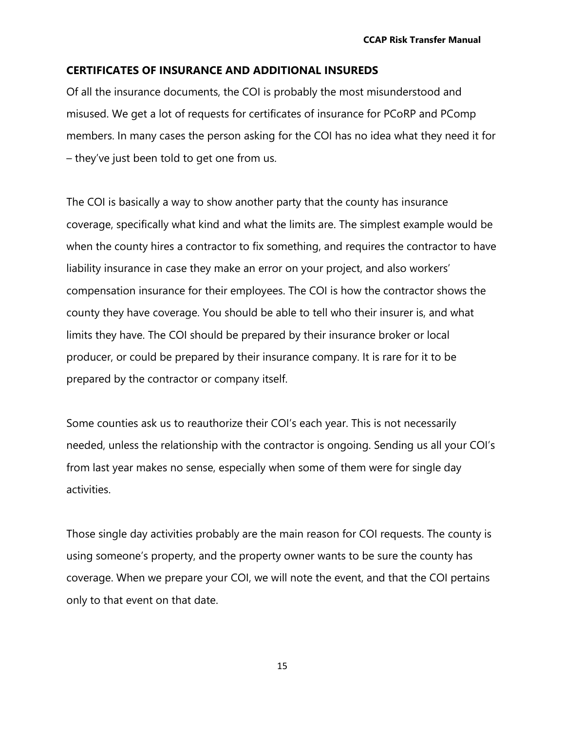## CERTIFICATES OF INSURANCE AND ADDITIONAL INSUREDS

Of all the insurance documents, the COI is probably the most misunderstood and misused. We get a lot of requests for certificates of insurance for PCoRP and PComp members. In many cases the person asking for the COI has no idea what they need it for – they've just been told to get one from us.

The COI is basically a way to show another party that the county has insurance coverage, specifically what kind and what the limits are. The simplest example would be when the county hires a contractor to fix something, and requires the contractor to have liability insurance in case they make an error on your project, and also workers' compensation insurance for their employees. The COI is how the contractor shows the county they have coverage. You should be able to tell who their insurer is, and what limits they have. The COI should be prepared by their insurance broker or local producer, or could be prepared by their insurance company. It is rare for it to be prepared by the contractor or company itself.

Some counties ask us to reauthorize their COI's each year. This is not necessarily needed, unless the relationship with the contractor is ongoing. Sending us all your COI's from last year makes no sense, especially when some of them were for single day activities.

Those single day activities probably are the main reason for COI requests. The county is using someone's property, and the property owner wants to be sure the county has coverage. When we prepare your COI, we will note the event, and that the COI pertains only to that event on that date.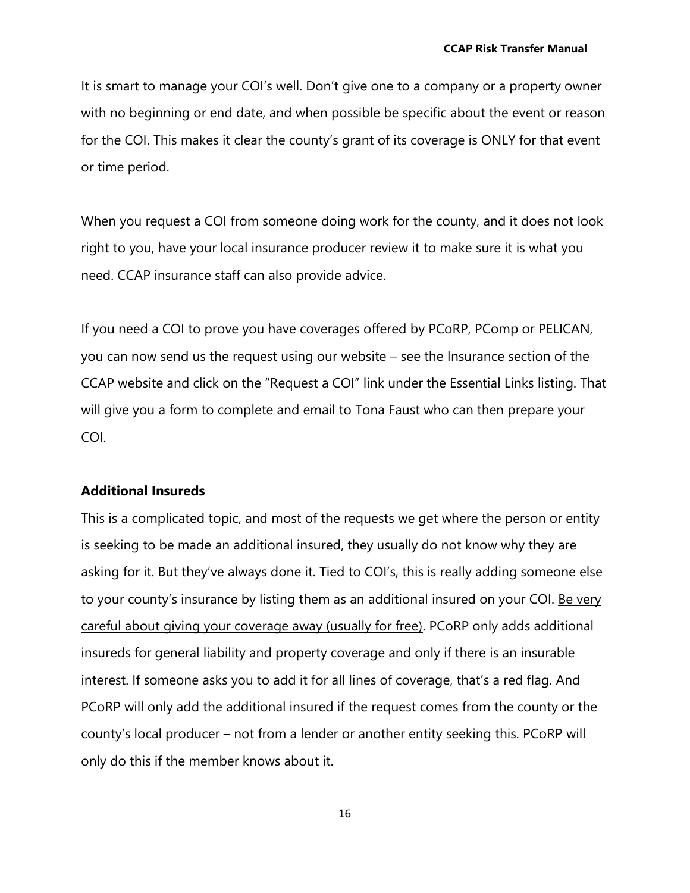It is smart to manage your COI's well. Don't give one to a company or a property owner with no beginning or end date, and when possible be specific about the event or reason for the COI. This makes it clear the county's grant of its coverage is ONLY for that event or time period.

When you request a COI from someone doing work for the county, and it does not look right to you, have your local insurance producer review it to make sure it is what you need. CCAP insurance staff can also provide advice.

If you need a COI to prove you have coverages offered by PCoRP, PComp or PELICAN, you can now send us the request using our website – see the Insurance section of the CCAP website and click on the "Request a COI" link under the Essential Links listing. That will give you a form to complete and email to Tona Faust who can then prepare your COI.

### Additional Insureds

This is a complicated topic, and most of the requests we get where the person or entity is seeking to be made an additional insured, they usually do not know why they are asking for it. But they've always done it. Tied to COI's, this is really adding someone else to your county's insurance by listing them as an additional insured on your COI. <u>Be very careful about giving your coverage away (usually for free)</u>. PCoRP only adds additional insureds for general liability and property coverage and only if there is an insurable interest. If someone asks you to add it for all lines of coverage, that's a red flag. And PCoRP will only add the additional insured if the request comes from the county or the county's local producer – not from a lender or another entity seeking this. PCoRP will only do this if the member knows about it.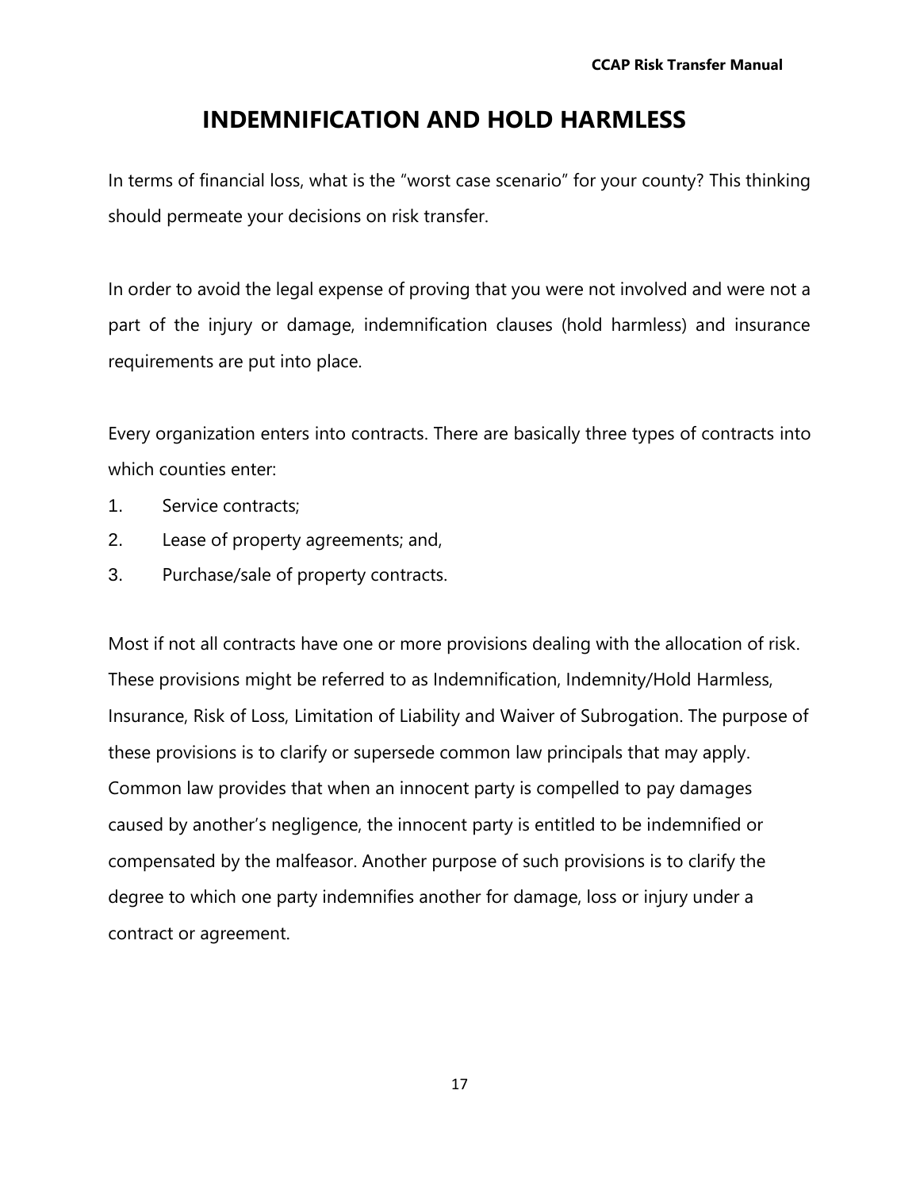# INDEMNIFICATION AND HOLD HARMLESS

In terms of financial loss, what is the "worst case scenario" for your county? This thinking should permeate your decisions on risk transfer.

In order to avoid the legal expense of proving that you were not involved and were not a part of the injury or damage, indemnification clauses (hold harmless) and insurance requirements are put into place.

Every organization enters into contracts. There are basically three types of contracts into which counties enter:

1. Service contracts;
2. Lease of property agreements; and,
3. Purchase/sale of property contracts.

Most if not all contracts have one or more provisions dealing with the allocation of risk. These provisions might be referred to as Indemnification, Indemnity/Hold Harmless, Insurance, Risk of Loss, Limitation of Liability and Waiver of Subrogation. The purpose of these provisions is to clarify or supersede common law principals that may apply. Common law provides that when an innocent party is compelled to pay damages caused by another's negligence, the innocent party is entitled to be indemnified or compensated by the malfeasor. Another purpose of such provisions is to clarify the degree to which one party indemnifies another for damage, loss or injury under a contract or agreement.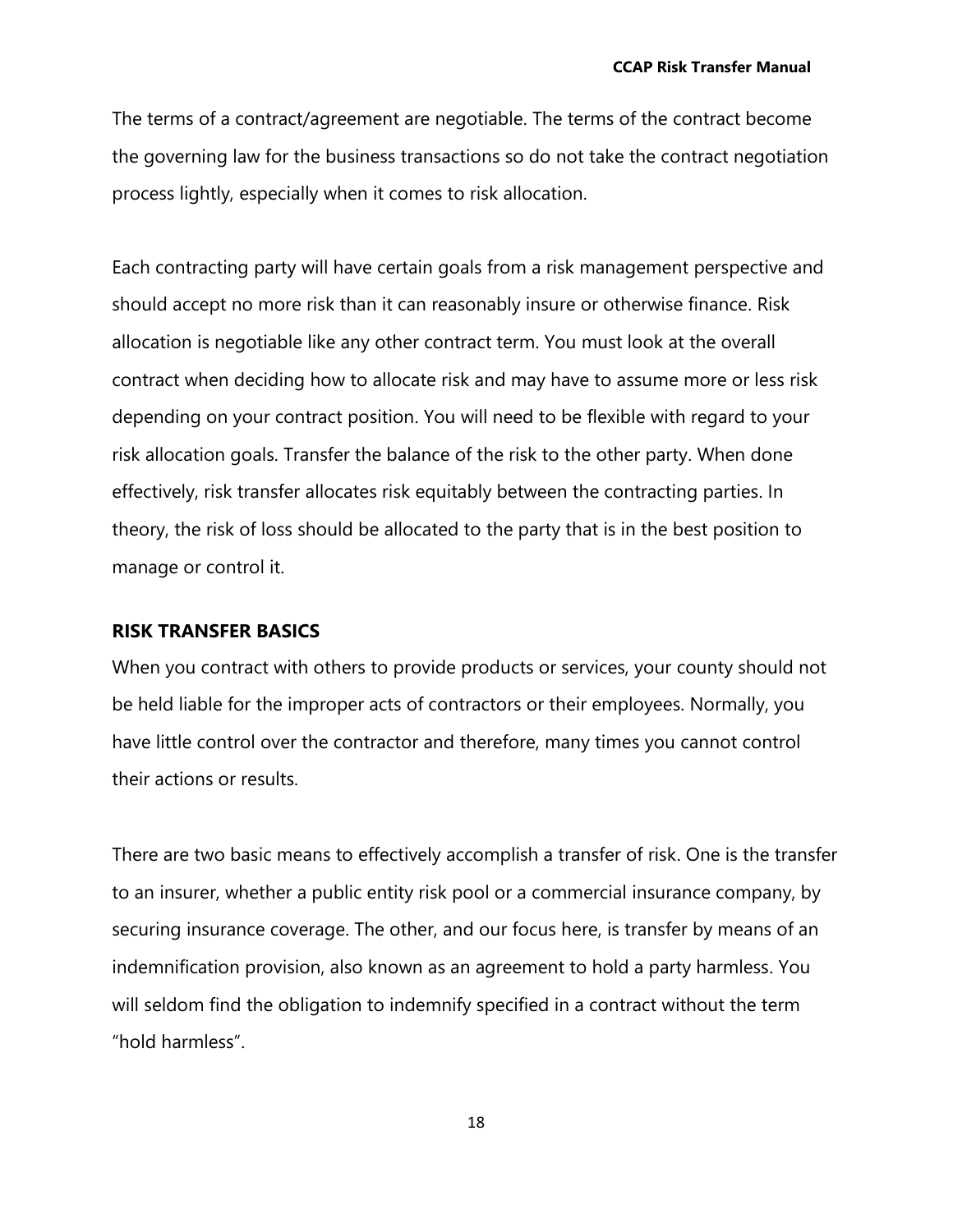The terms of a contract/agreement are negotiable. The terms of the contract become the governing law for the business transactions so do not take the contract negotiation process lightly, especially when it comes to risk allocation.

Each contracting party will have certain goals from a risk management perspective and should accept no more risk than it can reasonably insure or otherwise finance. Risk allocation is negotiable like any other contract term. You must look at the overall contract when deciding how to allocate risk and may have to assume more or less risk depending on your contract position. You will need to be flexible with regard to your risk allocation goals. Transfer the balance of the risk to the other party. When done effectively, risk transfer allocates risk equitably between the contracting parties. In theory, the risk of loss should be allocated to the party that is in the best position to manage or control it.

## RISK TRANSFER BASICS

When you contract with others to provide products or services, your county should not be held liable for the improper acts of contractors or their employees. Normally, you have little control over the contractor and therefore, many times you cannot control their actions or results.

There are two basic means to effectively accomplish a transfer of risk. One is the transfer to an insurer, whether a public entity risk pool or a commercial insurance company, by securing insurance coverage. The other, and our focus here, is transfer by means of an indemnification provision, also known as an agreement to hold a party harmless. You will seldom find the obligation to indemnify specified in a contract without the term "hold harmless".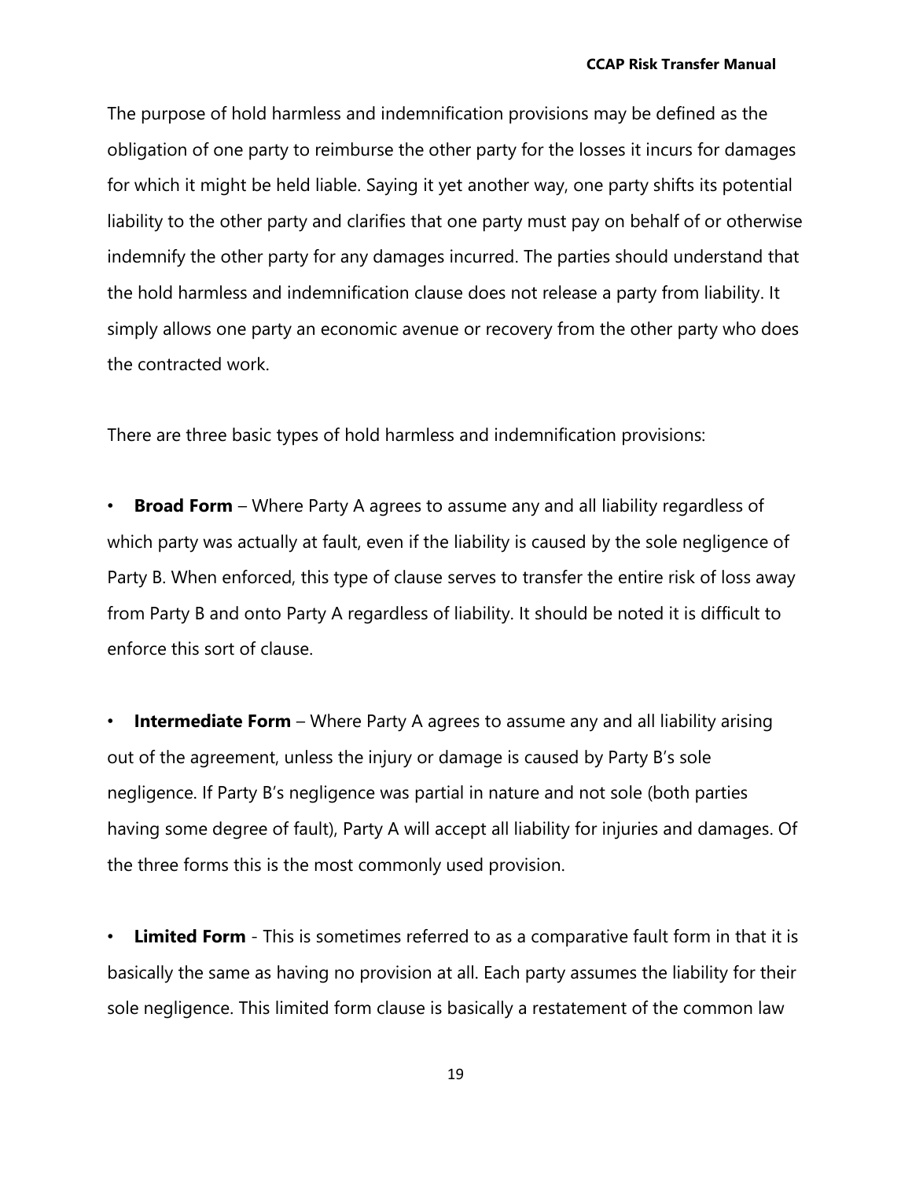The purpose of hold harmless and indemnification provisions may be defined as the obligation of one party to reimburse the other party for the losses it incurs for damages for which it might be held liable. Saying it yet another way, one party shifts its potential liability to the other party and clarifies that one party must pay on behalf of or otherwise indemnify the other party for any damages incurred. The parties should understand that the hold harmless and indemnification clause does not release a party from liability. It simply allows one party an economic avenue or recovery from the other party who does the contracted work.

There are three basic types of hold harmless and indemnification provisions:

- **Broad Form** – Where Party A agrees to assume any and all liability regardless of which party was actually at fault, even if the liability is caused by the sole negligence of Party B. When enforced, this type of clause serves to transfer the entire risk of loss away from Party B and onto Party A regardless of liability. It should be noted it is difficult to enforce this sort of clause.

- **Intermediate Form** – Where Party A agrees to assume any and all liability arising out of the agreement, unless the injury or damage is caused by Party B's sole negligence. If Party B's negligence was partial in nature and not sole (both parties having some degree of fault), Party A will accept all liability for injuries and damages. Of the three forms this is the most commonly used provision.

- **Limited Form** - This is sometimes referred to as a comparative fault form in that it is basically the same as having no provision at all. Each party assumes the liability for their sole negligence. This limited form clause is basically a restatement of the common law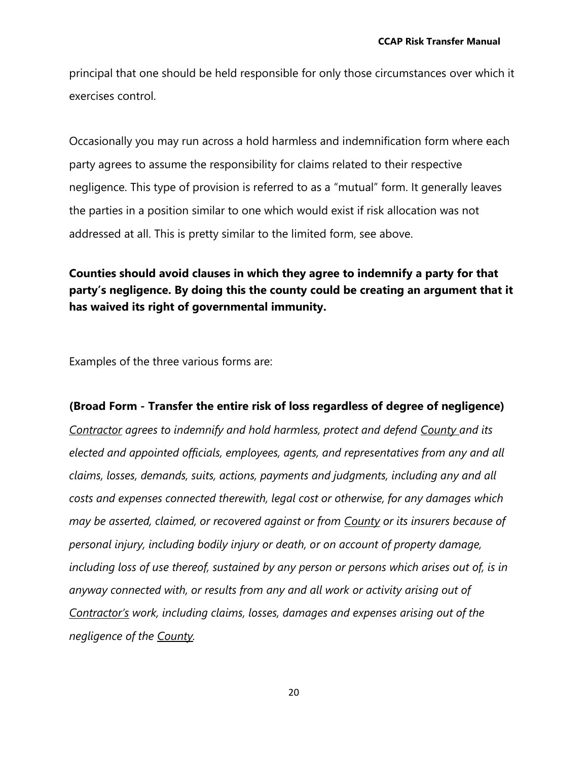principal that one should be held responsible for only those circumstances over which it exercises control.

Occasionally you may run across a hold harmless and indemnification form where each party agrees to assume the responsibility for claims related to their respective negligence. This type of provision is referred to as a "mutual" form. It generally leaves the parties in a position similar to one which would exist if risk allocation was not addressed at all. This is pretty similar to the limited form, see above.

**Counties should avoid clauses in which they agree to indemnify a party for that party's negligence. By doing this the county could be creating an argument that it has waived its right of governmental immunity.**

Examples of the three various forms are:

**(Broad Form - Transfer the entire risk of loss regardless of degree of negligence)**

*<u>Contractor</u> agrees to indemnify and hold harmless, protect and defend <u>County</u> and its elected and appointed officials, employees, agents, and representatives from any and all claims, losses, demands, suits, actions, payments and judgments, including any and all costs and expenses connected therewith, legal cost or otherwise, for any damages which may be asserted, claimed, or recovered against or from <u>County</u> or its insurers because of personal injury, including bodily injury or death, or on account of property damage, including loss of use thereof, sustained by any person or persons which arises out of, is in anyway connected with, or results from any and all work or activity arising out of <u>Contractor's</u> work, including claims, losses, damages and expenses arising out of the negligence of the <u>County</u>.*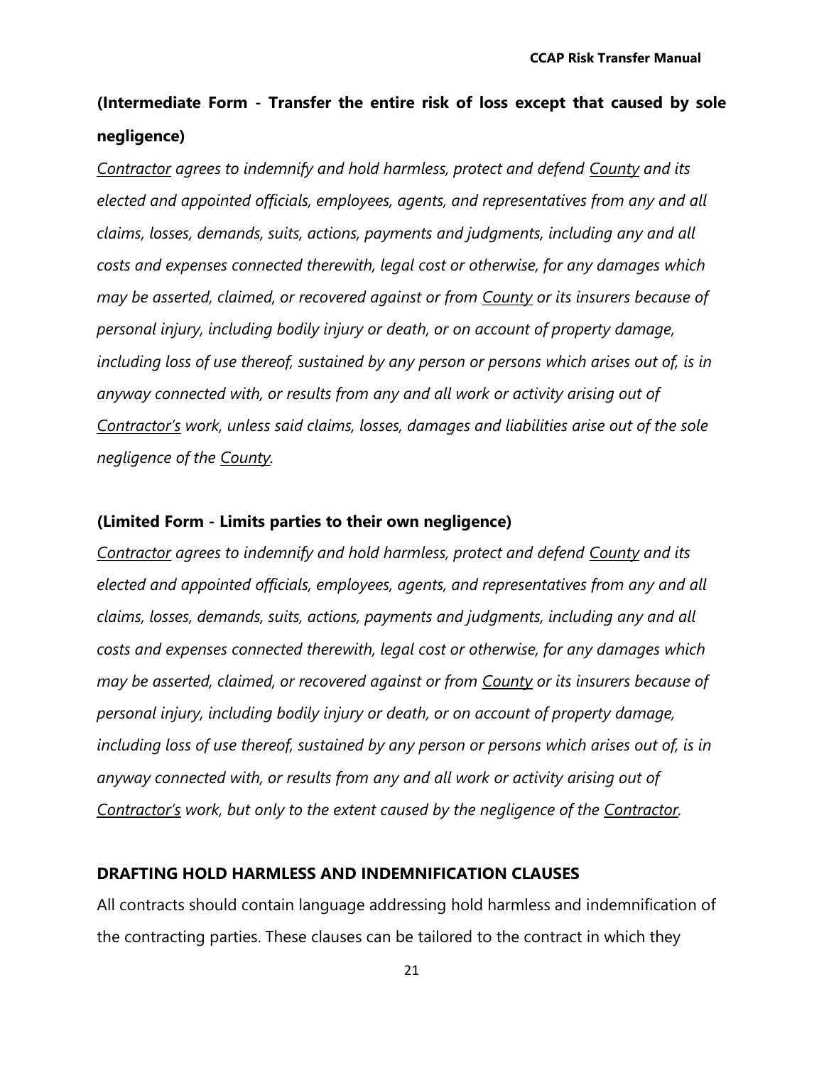**(Intermediate Form - Transfer the entire risk of loss except that caused by sole negligence)**

*Contractor agrees to indemnify and hold harmless, protect and defend County and its elected and appointed officials, employees, agents, and representatives from any and all claims, losses, demands, suits, actions, payments and judgments, including any and all costs and expenses connected therewith, legal cost or otherwise, for any damages which may be asserted, claimed, or recovered against or from County or its insurers because of personal injury, including bodily injury or death, or on account of property damage, including loss of use thereof, sustained by any person or persons which arises out of, is in anyway connected with, or results from any and all work or activity arising out of Contractor's work, unless said claims, losses, damages and liabilities arise out of the sole negligence of the County.*

**(Limited Form - Limits parties to their own negligence)**

*Contractor agrees to indemnify and hold harmless, protect and defend County and its elected and appointed officials, employees, agents, and representatives from any and all claims, losses, demands, suits, actions, payments and judgments, including any and all costs and expenses connected therewith, legal cost or otherwise, for any damages which may be asserted, claimed, or recovered against or from County or its insurers because of personal injury, including bodily injury or death, or on account of property damage, including loss of use thereof, sustained by any person or persons which arises out of, is in anyway connected with, or results from any and all work or activity arising out of Contractor's work, but only to the extent caused by the negligence of the Contractor.*

## DRAFTING HOLD HARMLESS AND INDEMNIFICATION CLAUSES

All contracts should contain language addressing hold harmless and indemnification of the contracting parties. These clauses can be tailored to the contract in which they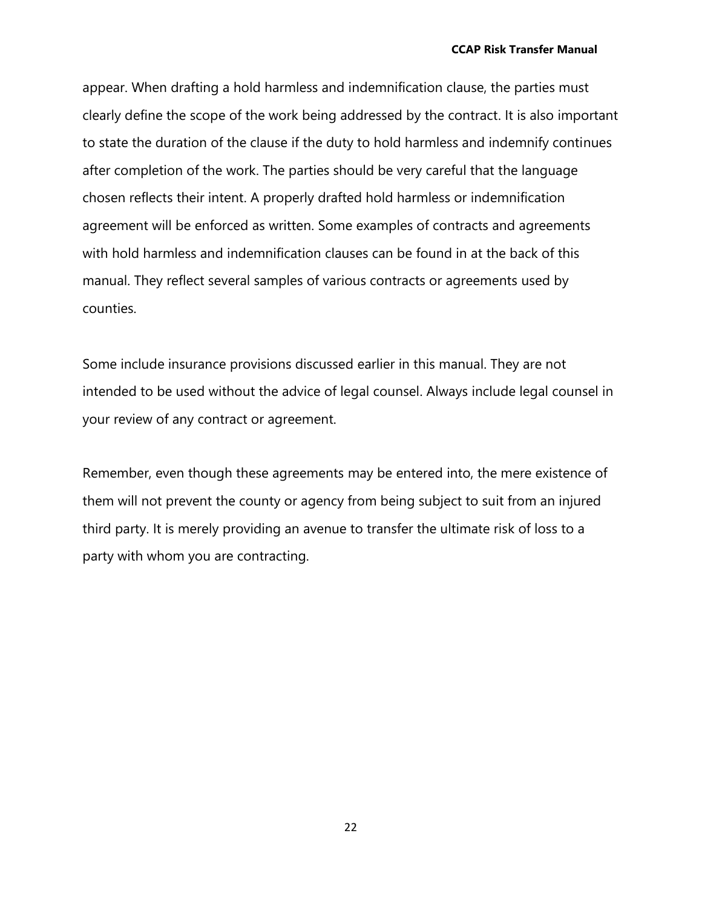appear. When drafting a hold harmless and indemnification clause, the parties must clearly define the scope of the work being addressed by the contract. It is also important to state the duration of the clause if the duty to hold harmless and indemnify continues after completion of the work. The parties should be very careful that the language chosen reflects their intent. A properly drafted hold harmless or indemnification agreement will be enforced as written. Some examples of contracts and agreements with hold harmless and indemnification clauses can be found in at the back of this manual. They reflect several samples of various contracts or agreements used by counties.

Some include insurance provisions discussed earlier in this manual. They are not intended to be used without the advice of legal counsel. Always include legal counsel in your review of any contract or agreement.

Remember, even though these agreements may be entered into, the mere existence of them will not prevent the county or agency from being subject to suit from an injured third party. It is merely providing an avenue to transfer the ultimate risk of loss to a party with whom you are contracting.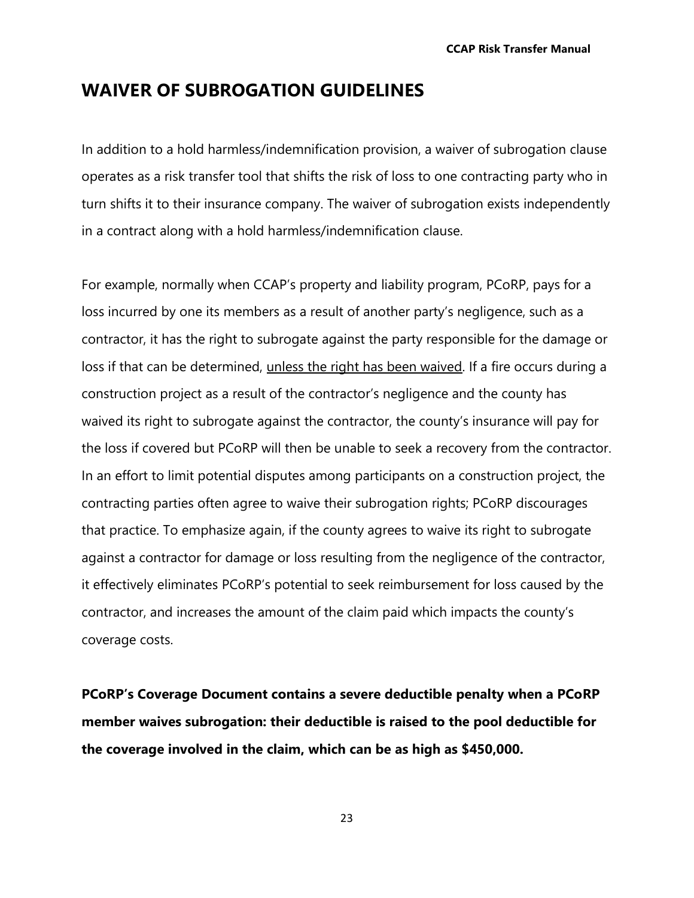# WAIVER OF SUBROGATION GUIDELINES

In addition to a hold harmless/indemnification provision, a waiver of subrogation clause operates as a risk transfer tool that shifts the risk of loss to one contracting party who in turn shifts it to their insurance company. The waiver of subrogation exists independently in a contract along with a hold harmless/indemnification clause.

For example, normally when CCAP's property and liability program, PCoRP, pays for a loss incurred by one its members as a result of another party's negligence, such as a contractor, it has the right to subrogate against the party responsible for the damage or loss if that can be determined, <u>unless the right has been waived</u>. If a fire occurs during a construction project as a result of the contractor's negligence and the county has waived its right to subrogate against the contractor, the county's insurance will pay for the loss if covered but PCoRP will then be unable to seek a recovery from the contractor. In an effort to limit potential disputes among participants on a construction project, the contracting parties often agree to waive their subrogation rights; PCoRP discourages that practice. To emphasize again, if the county agrees to waive its right to subrogate against a contractor for damage or loss resulting from the negligence of the contractor, it effectively eliminates PCoRP's potential to seek reimbursement for loss caused by the contractor, and increases the amount of the claim paid which impacts the county's coverage costs.

**PCoRP's Coverage Document contains a severe deductible penalty when a PCoRP member waives subrogation: their deductible is raised to the pool deductible for the coverage involved in the claim, which can be as high as $450,000.**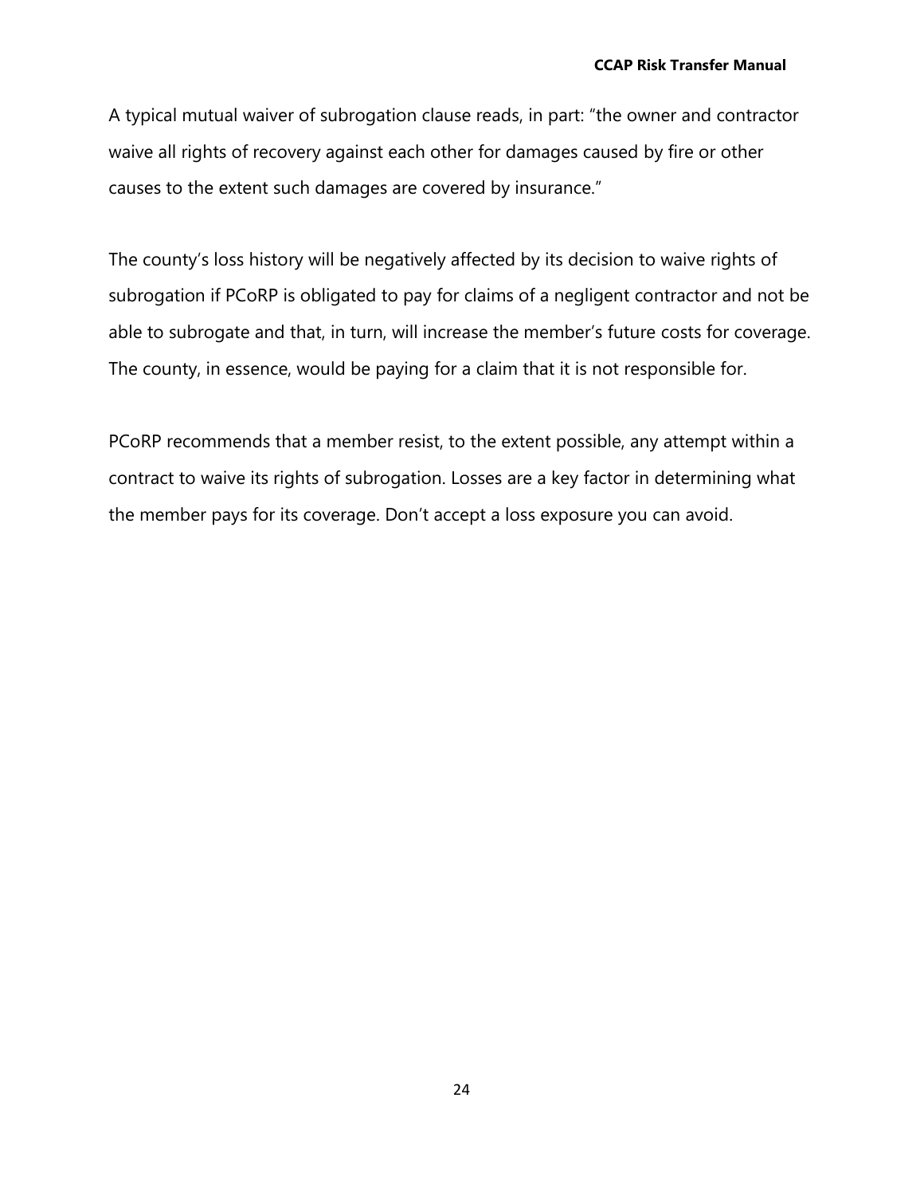A typical mutual waiver of subrogation clause reads, in part: "the owner and contractor waive all rights of recovery against each other for damages caused by fire or other causes to the extent such damages are covered by insurance."

The county's loss history will be negatively affected by its decision to waive rights of subrogation if PCoRP is obligated to pay for claims of a negligent contractor and not be able to subrogate and that, in turn, will increase the member's future costs for coverage. The county, in essence, would be paying for a claim that it is not responsible for.

PCoRP recommends that a member resist, to the extent possible, any attempt within a contract to waive its rights of subrogation. Losses are a key factor in determining what the member pays for its coverage. Don't accept a loss exposure you can avoid.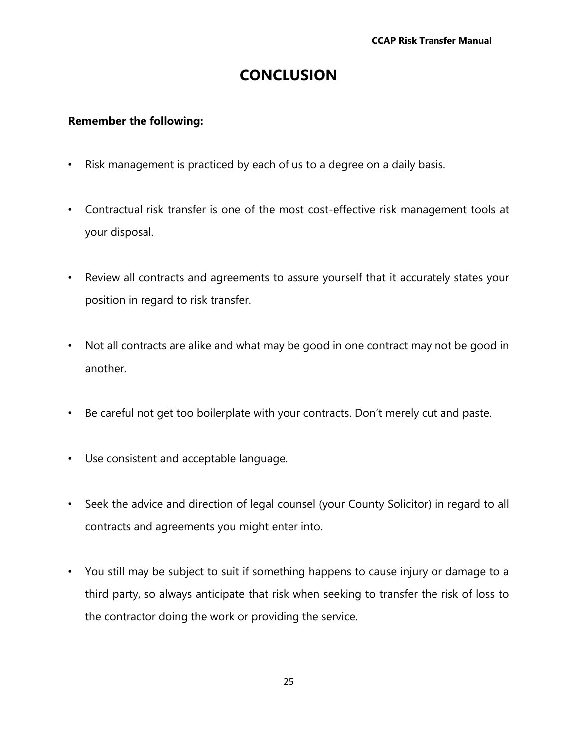# CONCLUSION

**Remember the following:**

- Risk management is practiced by each of us to a degree on a daily basis.
- Contractual risk transfer is one of the most cost-effective risk management tools at your disposal.
- Review all contracts and agreements to assure yourself that it accurately states your position in regard to risk transfer.
- Not all contracts are alike and what may be good in one contract may not be good in another.
- Be careful not get too boilerplate with your contracts. Don't merely cut and paste.
- Use consistent and acceptable language.
- Seek the advice and direction of legal counsel (your County Solicitor) in regard to all contracts and agreements you might enter into.
- You still may be subject to suit if something happens to cause injury or damage to a third party, so always anticipate that risk when seeking to transfer the risk of loss to the contractor doing the work or providing the service.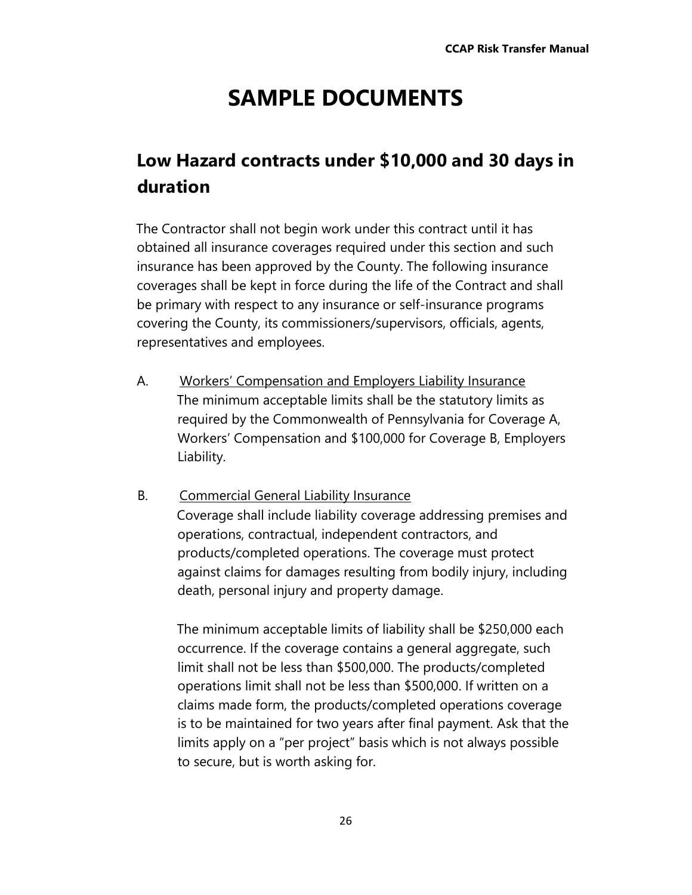# SAMPLE DOCUMENTS

## Low Hazard contracts under $10,000 and 30 days in duration

The Contractor shall not begin work under this contract until it has obtained all insurance coverages required under this section and such insurance has been approved by the County. The following insurance coverages shall be kept in force during the life of the Contract and shall be primary with respect to any insurance or self-insurance programs covering the County, its commissioners/supervisors, officials, agents, representatives and employees.

A. Workers' Compensation and Employers Liability Insurance

The minimum acceptable limits shall be the statutory limits as required by the Commonwealth of Pennsylvania for Coverage A, Workers' Compensation and $100,000 for Coverage B, Employers Liability.

B. Commercial General Liability Insurance

Coverage shall include liability coverage addressing premises and operations, contractual, independent contractors, and products/completed operations. The coverage must protect against claims for damages resulting from bodily injury, including death, personal injury and property damage.

The minimum acceptable limits of liability shall be $250,000 each occurrence. If the coverage contains a general aggregate, such limit shall not be less than $500,000. The products/completed operations limit shall not be less than $500,000. If written on a claims made form, the products/completed operations coverage is to be maintained for two years after final payment. Ask that the limits apply on a "per project" basis which is not always possible to secure, but is worth asking for.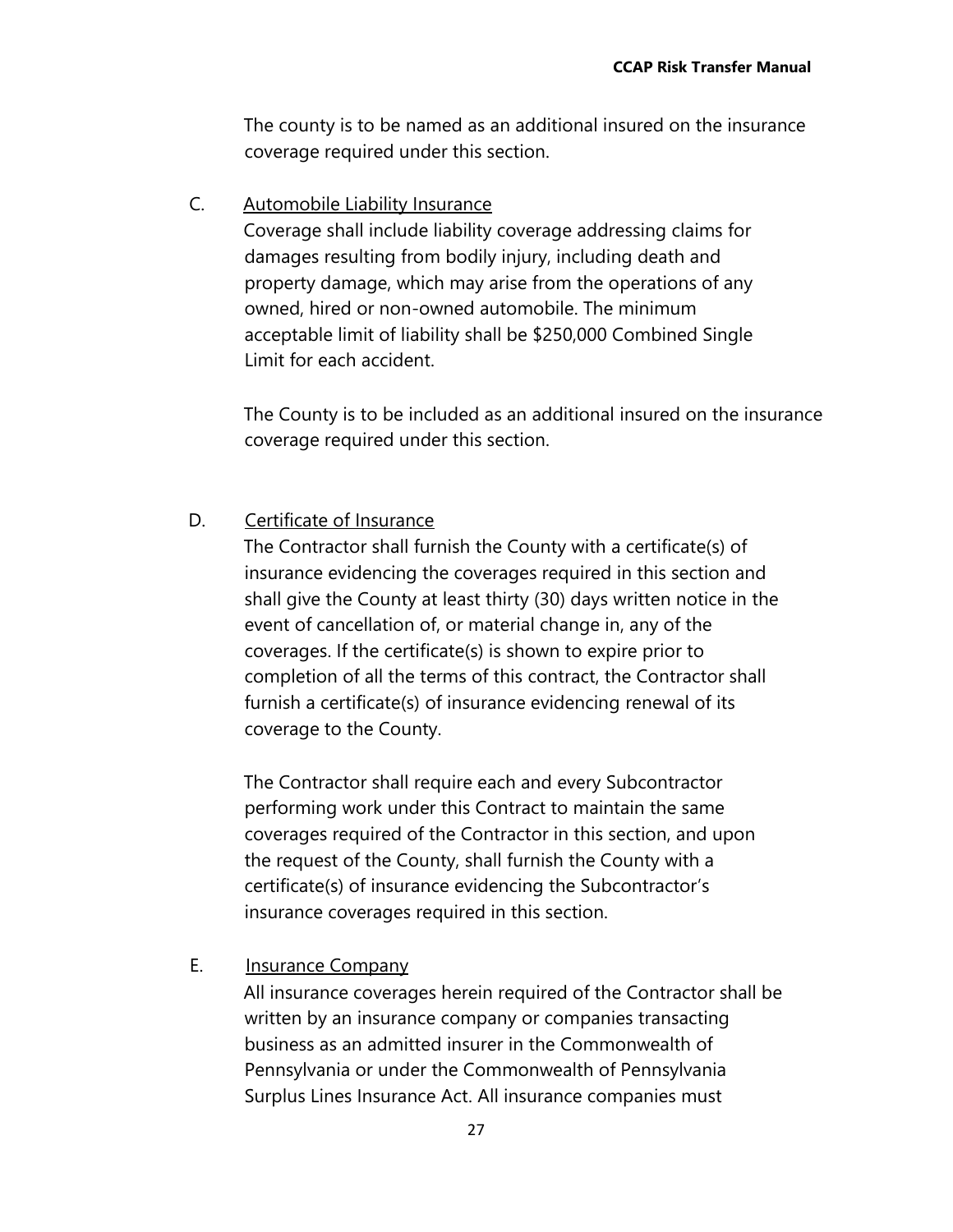The county is to be named as an additional insured on the insurance coverage required under this section.

C. <u>Automobile Liability Insurance</u>

Coverage shall include liability coverage addressing claims for damages resulting from bodily injury, including death and property damage, which may arise from the operations of any owned, hired or non-owned automobile. The minimum acceptable limit of liability shall be $250,000 Combined Single Limit for each accident.

The County is to be included as an additional insured on the insurance coverage required under this section.

D. <u>Certificate of Insurance</u>

The Contractor shall furnish the County with a certificate(s) of insurance evidencing the coverages required in this section and shall give the County at least thirty (30) days written notice in the event of cancellation of, or material change in, any of the coverages. If the certificate(s) is shown to expire prior to completion of all the terms of this contract, the Contractor shall furnish a certificate(s) of insurance evidencing renewal of its coverage to the County.

The Contractor shall require each and every Subcontractor performing work under this Contract to maintain the same coverages required of the Contractor in this section, and upon the request of the County, shall furnish the County with a certificate(s) of insurance evidencing the Subcontractor's insurance coverages required in this section.

E. <u>Insurance Company</u>

All insurance coverages herein required of the Contractor shall be written by an insurance company or companies transacting business as an admitted insurer in the Commonwealth of Pennsylvania or under the Commonwealth of Pennsylvania Surplus Lines Insurance Act. All insurance companies must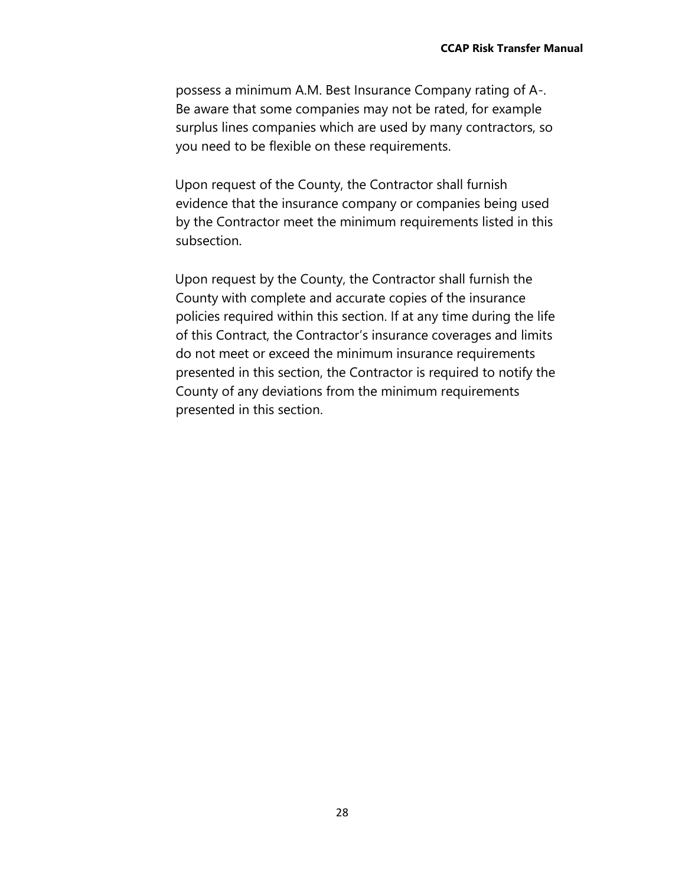possess a minimum A.M. Best Insurance Company rating of A-. Be aware that some companies may not be rated, for example surplus lines companies which are used by many contractors, so you need to be flexible on these requirements.

Upon request of the County, the Contractor shall furnish evidence that the insurance company or companies being used by the Contractor meet the minimum requirements listed in this subsection.

Upon request by the County, the Contractor shall furnish the County with complete and accurate copies of the insurance policies required within this section. If at any time during the life of this Contract, the Contractor's insurance coverages and limits do not meet or exceed the minimum insurance requirements presented in this section, the Contractor is required to notify the County of any deviations from the minimum requirements presented in this section.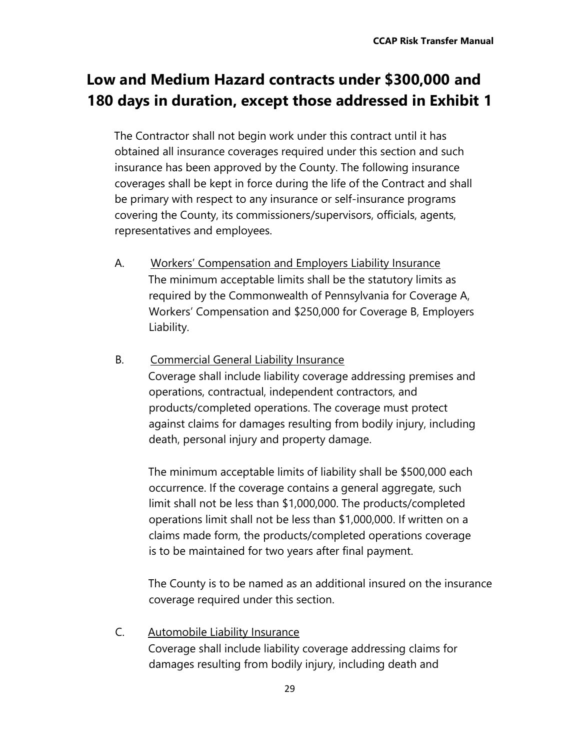# Low and Medium Hazard contracts under $300,000 and 180 days in duration, except those addressed in Exhibit 1

The Contractor shall not begin work under this contract until it has obtained all insurance coverages required under this section and such insurance has been approved by the County. The following insurance coverages shall be kept in force during the life of the Contract and shall be primary with respect to any insurance or self-insurance programs covering the County, its commissioners/supervisors, officials, agents, representatives and employees.

A. <u>Workers' Compensation and Employers Liability Insurance</u>
The minimum acceptable limits shall be the statutory limits as required by the Commonwealth of Pennsylvania for Coverage A, Workers' Compensation and $250,000 for Coverage B, Employers Liability.

B. <u>Commercial General Liability Insurance</u>
Coverage shall include liability coverage addressing premises and operations, contractual, independent contractors, and products/completed operations. The coverage must protect against claims for damages resulting from bodily injury, including death, personal injury and property damage.

The minimum acceptable limits of liability shall be $500,000 each occurrence. If the coverage contains a general aggregate, such limit shall not be less than $1,000,000. The products/completed operations limit shall not be less than $1,000,000. If written on a claims made form, the products/completed operations coverage is to be maintained for two years after final payment.

The County is to be named as an additional insured on the insurance coverage required under this section.

C. <u>Automobile Liability Insurance</u>
Coverage shall include liability coverage addressing claims for damages resulting from bodily injury, including death and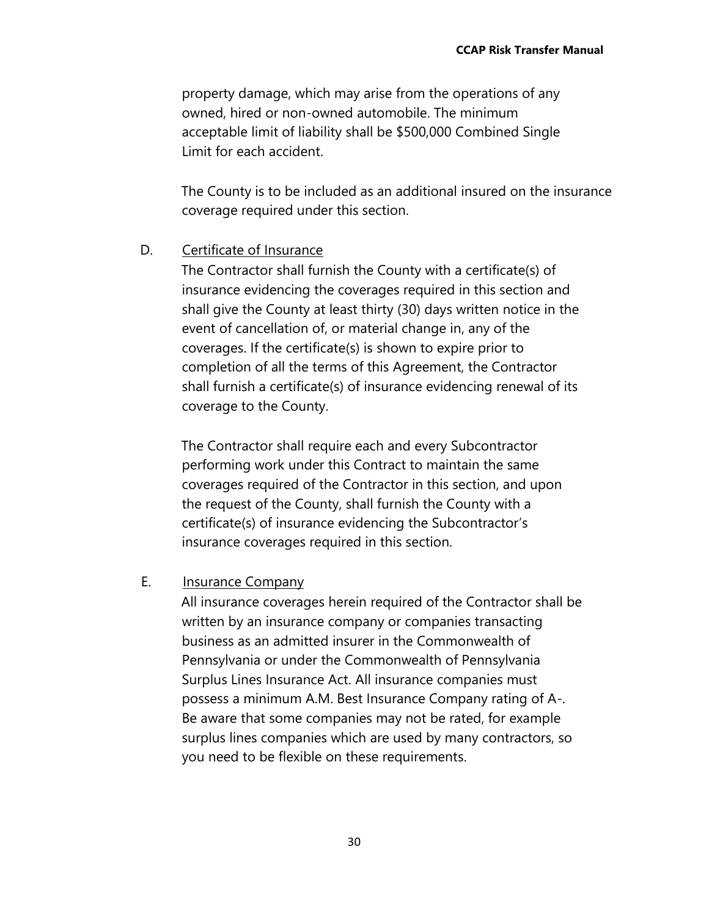property damage, which may arise from the operations of any owned, hired or non-owned automobile. The minimum acceptable limit of liability shall be $500,000 Combined Single Limit for each accident.

The County is to be included as an additional insured on the insurance coverage required under this section.

D. Certificate of Insurance

The Contractor shall furnish the County with a certificate(s) of insurance evidencing the coverages required in this section and shall give the County at least thirty (30) days written notice in the event of cancellation of, or material change in, any of the coverages. If the certificate(s) is shown to expire prior to completion of all the terms of this Agreement, the Contractor shall furnish a certificate(s) of insurance evidencing renewal of its coverage to the County.

The Contractor shall require each and every Subcontractor performing work under this Contract to maintain the same coverages required of the Contractor in this section, and upon the request of the County, shall furnish the County with a certificate(s) of insurance evidencing the Subcontractor's insurance coverages required in this section.

E. Insurance Company

All insurance coverages herein required of the Contractor shall be written by an insurance company or companies transacting business as an admitted insurer in the Commonwealth of Pennsylvania or under the Commonwealth of Pennsylvania Surplus Lines Insurance Act. All insurance companies must possess a minimum A.M. Best Insurance Company rating of A-. Be aware that some companies may not be rated, for example surplus lines companies which are used by many contractors, so you need to be flexible on these requirements.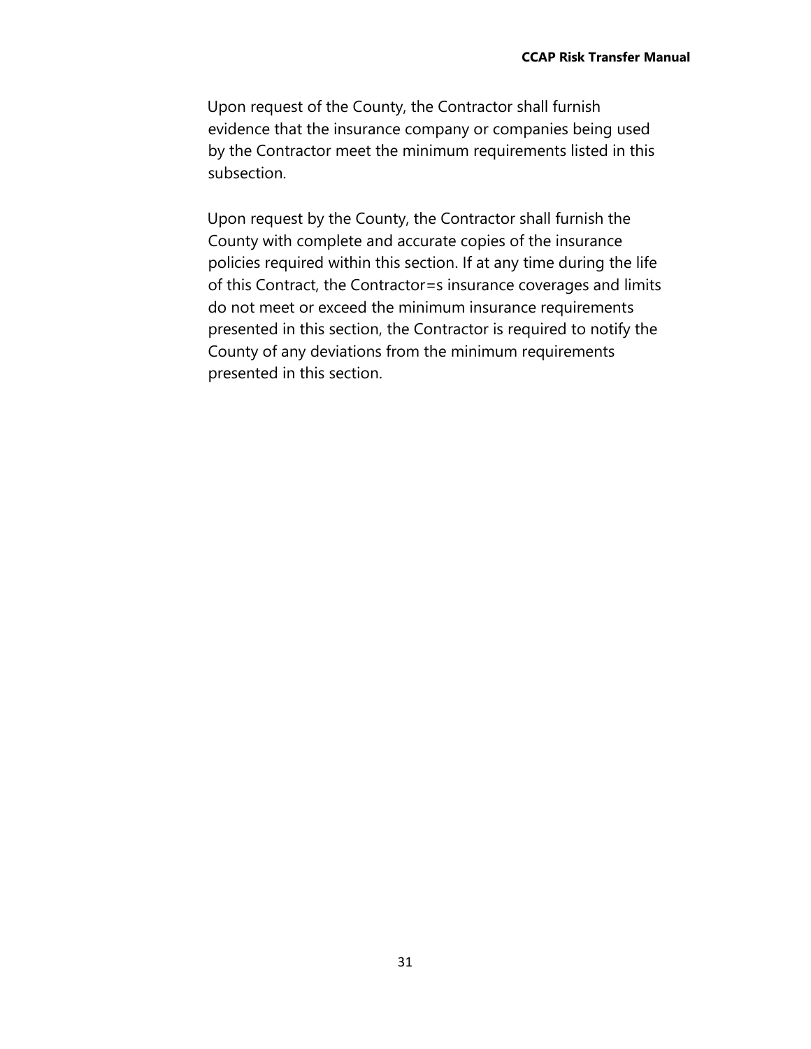Upon request of the County, the Contractor shall furnish evidence that the insurance company or companies being used by the Contractor meet the minimum requirements listed in this subsection.

Upon request by the County, the Contractor shall furnish the County with complete and accurate copies of the insurance policies required within this section. If at any time during the life of this Contract, the Contractor=s insurance coverages and limits do not meet or exceed the minimum insurance requirements presented in this section, the Contractor is required to notify the County of any deviations from the minimum requirements presented in this section.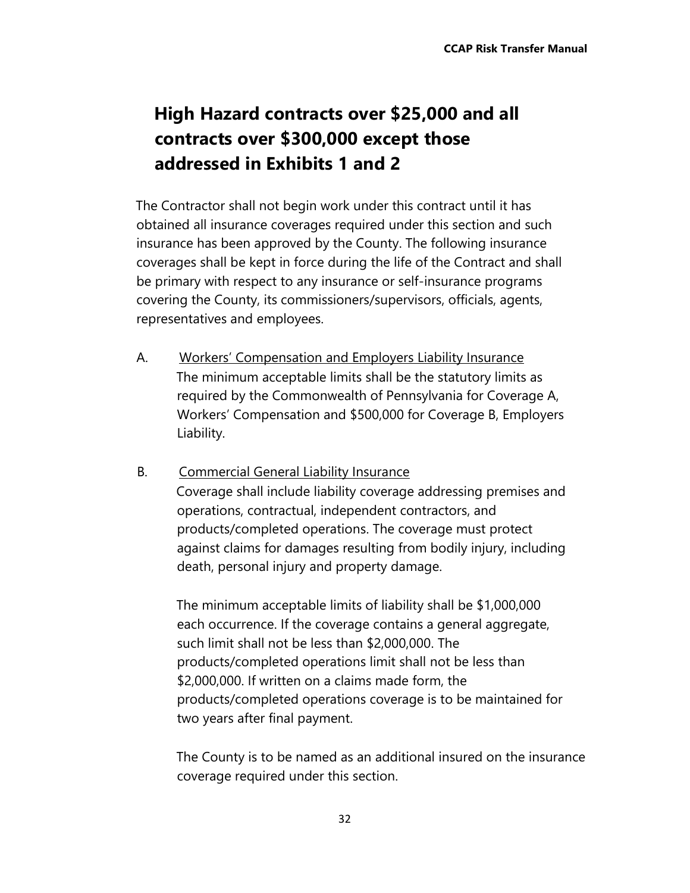# High Hazard contracts over $25,000 and all contracts over $300,000 except those addressed in Exhibits 1 and 2

The Contractor shall not begin work under this contract until it has obtained all insurance coverages required under this section and such insurance has been approved by the County. The following insurance coverages shall be kept in force during the life of the Contract and shall be primary with respect to any insurance or self-insurance programs covering the County, its commissioners/supervisors, officials, agents, representatives and employees.

A. Workers' Compensation and Employers Liability Insurance

The minimum acceptable limits shall be the statutory limits as required by the Commonwealth of Pennsylvania for Coverage A, Workers' Compensation and $500,000 for Coverage B, Employers Liability.

B. Commercial General Liability Insurance

Coverage shall include liability coverage addressing premises and operations, contractual, independent contractors, and products/completed operations. The coverage must protect against claims for damages resulting from bodily injury, including death, personal injury and property damage.

The minimum acceptable limits of liability shall be $1,000,000 each occurrence. If the coverage contains a general aggregate, such limit shall not be less than $2,000,000. The products/completed operations limit shall not be less than $2,000,000. If written on a claims made form, the products/completed operations coverage is to be maintained for two years after final payment.

The County is to be named as an additional insured on the insurance coverage required under this section.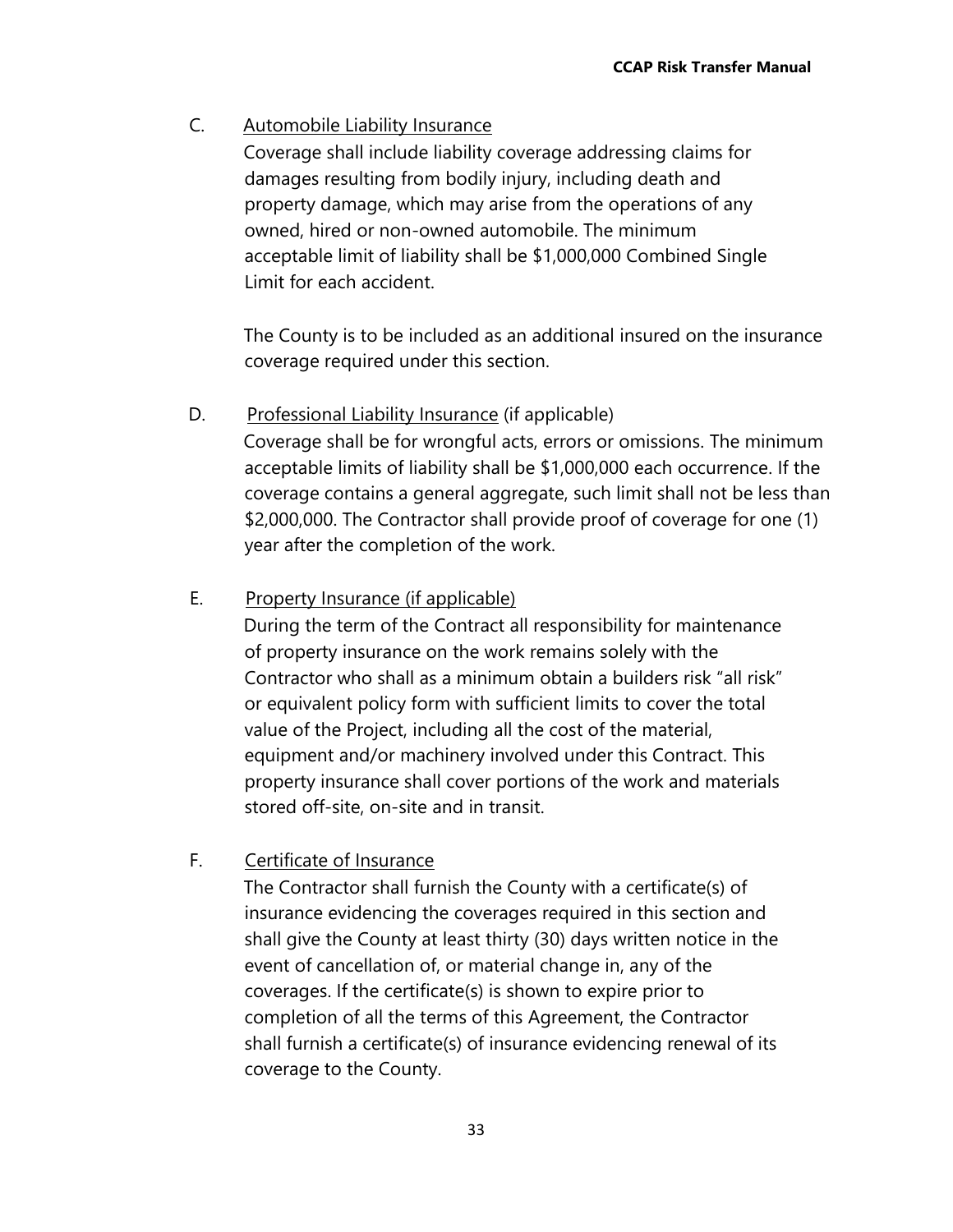C. <u>Automobile Liability Insurance</u>

Coverage shall include liability coverage addressing claims for damages resulting from bodily injury, including death and property damage, which may arise from the operations of any owned, hired or non-owned automobile. The minimum acceptable limit of liability shall be $1,000,000 Combined Single Limit for each accident.

The County is to be included as an additional insured on the insurance coverage required under this section.

D. <u>Professional Liability Insurance</u> (if applicable)

Coverage shall be for wrongful acts, errors or omissions. The minimum acceptable limits of liability shall be $1,000,000 each occurrence. If the coverage contains a general aggregate, such limit shall not be less than $2,000,000. The Contractor shall provide proof of coverage for one (1) year after the completion of the work.

E. <u>Property Insurance (if applicable)</u>

During the term of the Contract all responsibility for maintenance of property insurance on the work remains solely with the Contractor who shall as a minimum obtain a builders risk "all risk" or equivalent policy form with sufficient limits to cover the total value of the Project, including all the cost of the material, equipment and/or machinery involved under this Contract. This property insurance shall cover portions of the work and materials stored off-site, on-site and in transit.

F. <u>Certificate of Insurance</u>

The Contractor shall furnish the County with a certificate(s) of insurance evidencing the coverages required in this section and shall give the County at least thirty (30) days written notice in the event of cancellation of, or material change in, any of the coverages. If the certificate(s) is shown to expire prior to completion of all the terms of this Agreement, the Contractor shall furnish a certificate(s) of insurance evidencing renewal of its coverage to the County.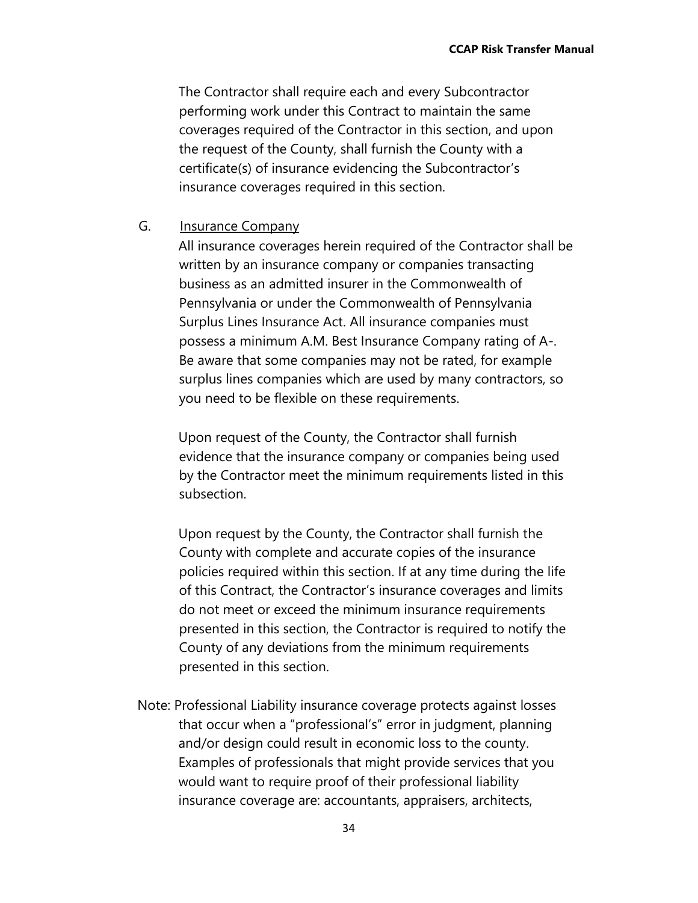The Contractor shall require each and every Subcontractor performing work under this Contract to maintain the same coverages required of the Contractor in this section, and upon the request of the County, shall furnish the County with a certificate(s) of insurance evidencing the Subcontractor's insurance coverages required in this section.

G. <u>Insurance Company</u>

All insurance coverages herein required of the Contractor shall be written by an insurance company or companies transacting business as an admitted insurer in the Commonwealth of Pennsylvania or under the Commonwealth of Pennsylvania Surplus Lines Insurance Act. All insurance companies must possess a minimum A.M. Best Insurance Company rating of A-. Be aware that some companies may not be rated, for example surplus lines companies which are used by many contractors, so you need to be flexible on these requirements.

Upon request of the County, the Contractor shall furnish evidence that the insurance company or companies being used by the Contractor meet the minimum requirements listed in this subsection.

Upon request by the County, the Contractor shall furnish the County with complete and accurate copies of the insurance policies required within this section. If at any time during the life of this Contract, the Contractor's insurance coverages and limits do not meet or exceed the minimum insurance requirements presented in this section, the Contractor is required to notify the County of any deviations from the minimum requirements presented in this section.

Note: Professional Liability insurance coverage protects against losses that occur when a "professional's" error in judgment, planning and/or design could result in economic loss to the county. Examples of professionals that might provide services that you would want to require proof of their professional liability insurance coverage are: accountants, appraisers, architects,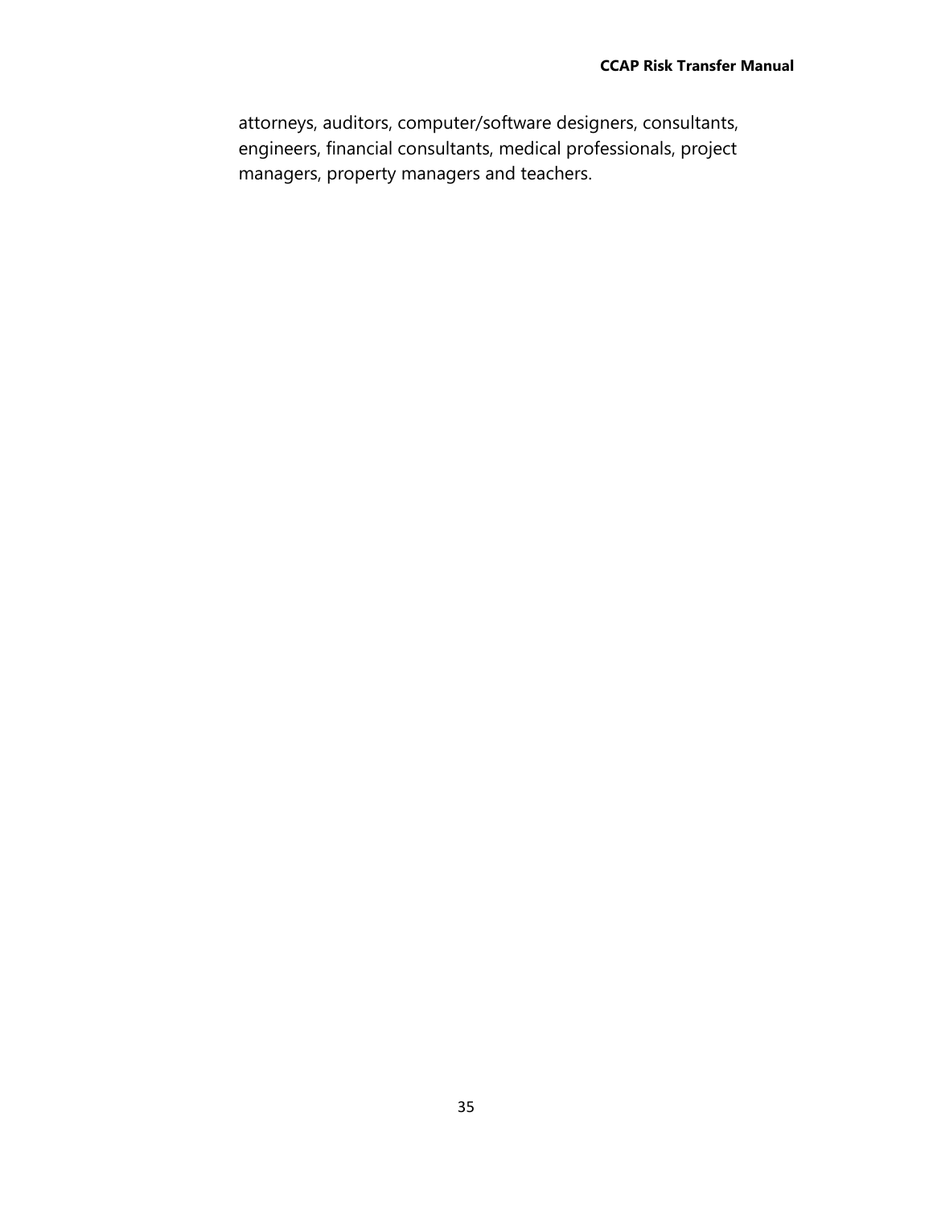attorneys, auditors, computer/software designers, consultants, engineers, financial consultants, medical professionals, project managers, property managers and teachers.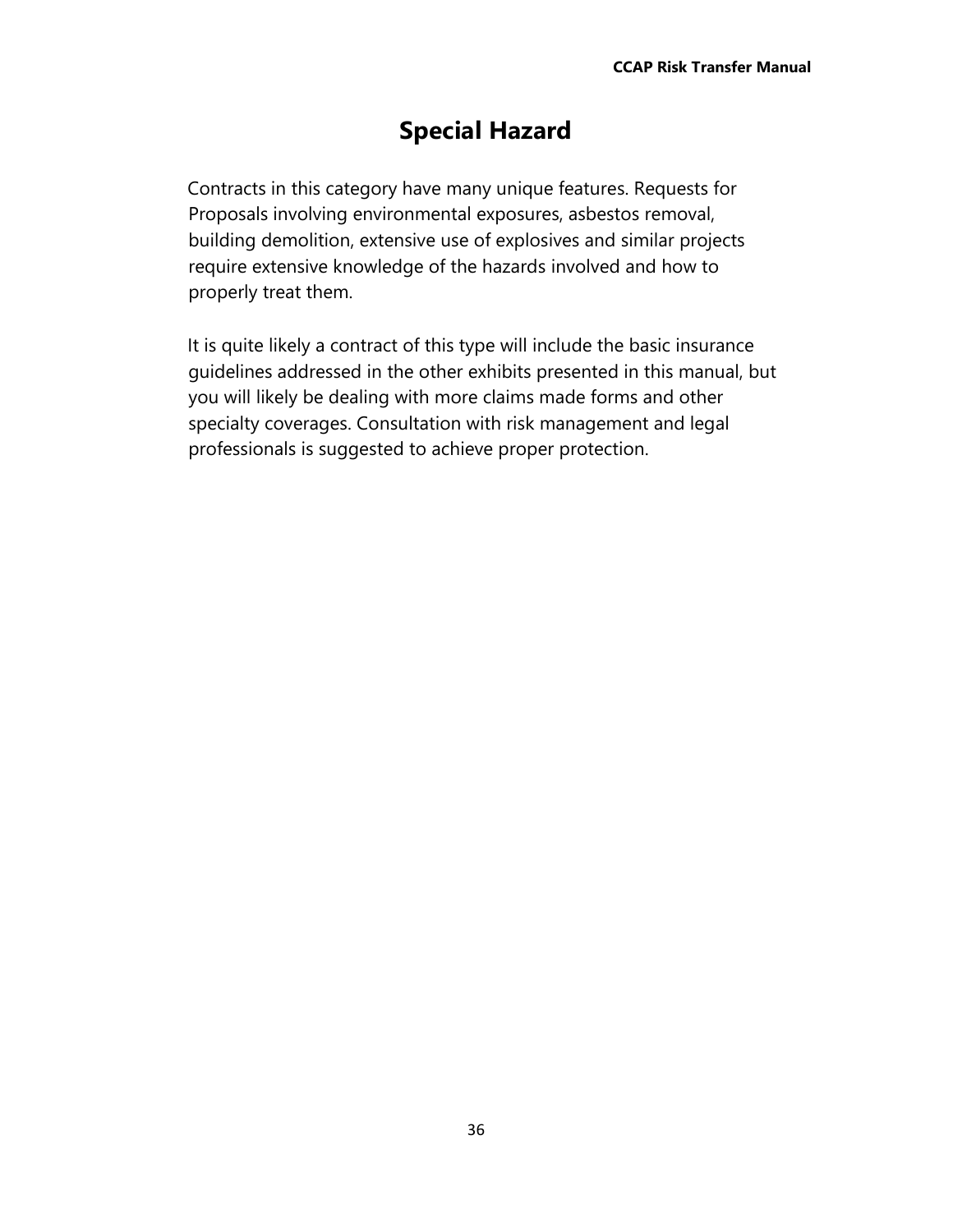# Special Hazard

Contracts in this category have many unique features. Requests for Proposals involving environmental exposures, asbestos removal, building demolition, extensive use of explosives and similar projects require extensive knowledge of the hazards involved and how to properly treat them.

It is quite likely a contract of this type will include the basic insurance guidelines addressed in the other exhibits presented in this manual, but you will likely be dealing with more claims made forms and other specialty coverages. Consultation with risk management and legal professionals is suggested to achieve proper protection.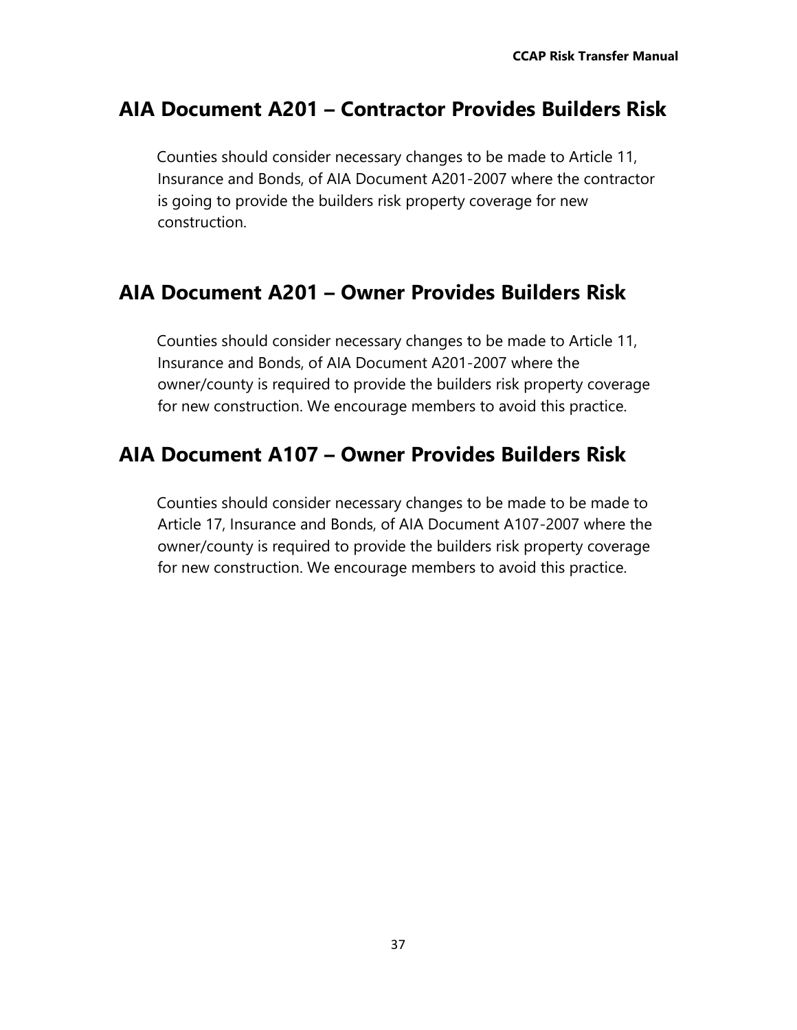## AIA Document A201 – Contractor Provides Builders Risk

Counties should consider necessary changes to be made to Article 11, Insurance and Bonds, of AIA Document A201-2007 where the contractor is going to provide the builders risk property coverage for new construction.

## AIA Document A201 – Owner Provides Builders Risk

Counties should consider necessary changes to be made to Article 11, Insurance and Bonds, of AIA Document A201-2007 where the owner/county is required to provide the builders risk property coverage for new construction. We encourage members to avoid this practice.

## AIA Document A107 – Owner Provides Builders Risk

Counties should consider necessary changes to be made to be made to Article 17, Insurance and Bonds, of AIA Document A107-2007 where the owner/county is required to provide the builders risk property coverage for new construction. We encourage members to avoid this practice.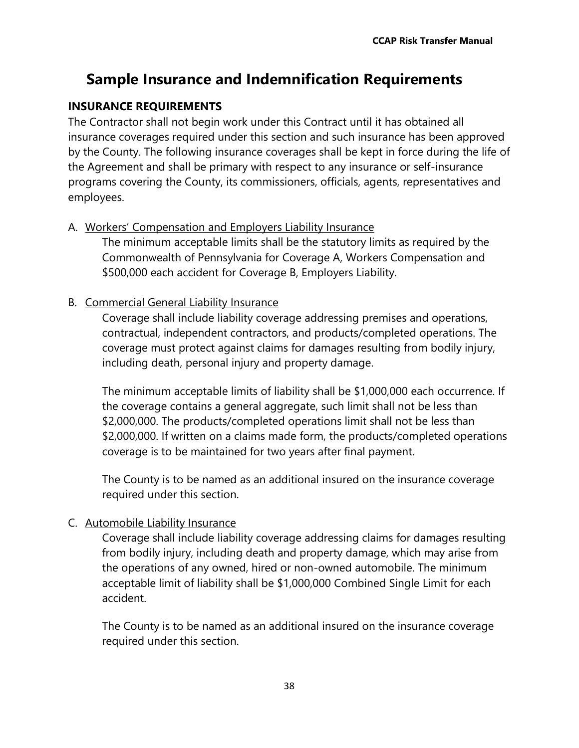# Sample Insurance and Indemnification Requirements

## INSURANCE REQUIREMENTS

The Contractor shall not begin work under this Contract until it has obtained all insurance coverages required under this section and such insurance has been approved by the County. The following insurance coverages shall be kept in force during the life of the Agreement and shall be primary with respect to any insurance or self-insurance programs covering the County, its commissioners, officials, agents, representatives and employees.

A. Workers' Compensation and Employers Liability Insurance

The minimum acceptable limits shall be the statutory limits as required by the Commonwealth of Pennsylvania for Coverage A, Workers Compensation and $500,000 each accident for Coverage B, Employers Liability.

B. Commercial General Liability Insurance

Coverage shall include liability coverage addressing premises and operations, contractual, independent contractors, and products/completed operations. The coverage must protect against claims for damages resulting from bodily injury, including death, personal injury and property damage.

The minimum acceptable limits of liability shall be $1,000,000 each occurrence. If the coverage contains a general aggregate, such limit shall not be less than $2,000,000. The products/completed operations limit shall not be less than $2,000,000. If written on a claims made form, the products/completed operations coverage is to be maintained for two years after final payment.

The County is to be named as an additional insured on the insurance coverage required under this section.

C. Automobile Liability Insurance

Coverage shall include liability coverage addressing claims for damages resulting from bodily injury, including death and property damage, which may arise from the operations of any owned, hired or non-owned automobile. The minimum acceptable limit of liability shall be $1,000,000 Combined Single Limit for each accident.

The County is to be named as an additional insured on the insurance coverage required under this section.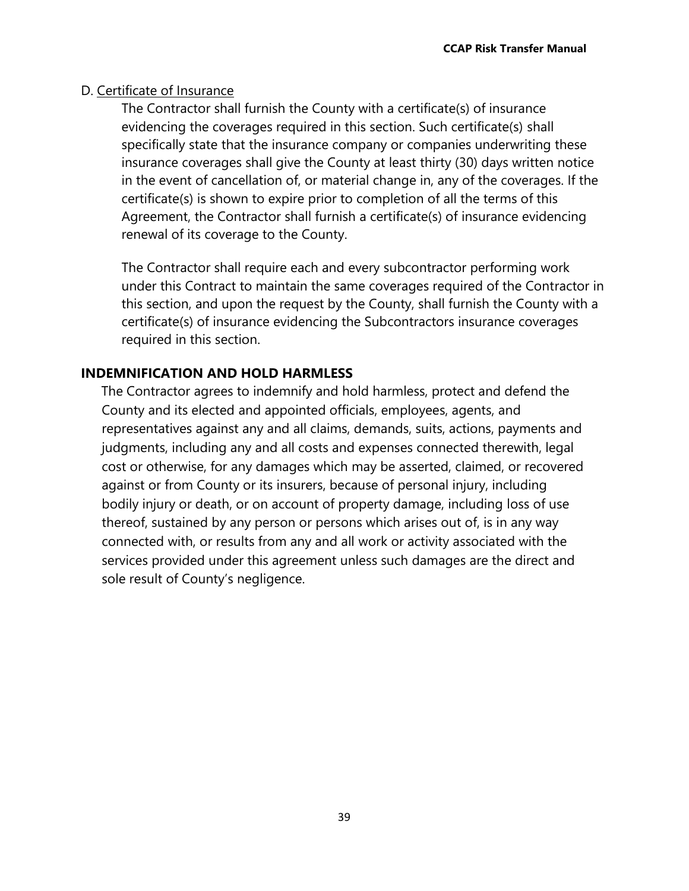D. <u>Certificate of Insurance</u>

The Contractor shall furnish the County with a certificate(s) of insurance evidencing the coverages required in this section. Such certificate(s) shall specifically state that the insurance company or companies underwriting these insurance coverages shall give the County at least thirty (30) days written notice in the event of cancellation of, or material change in, any of the coverages. If the certificate(s) is shown to expire prior to completion of all the terms of this Agreement, the Contractor shall furnish a certificate(s) of insurance evidencing renewal of its coverage to the County.

The Contractor shall require each and every subcontractor performing work under this Contract to maintain the same coverages required of the Contractor in this section, and upon the request by the County, shall furnish the County with a certificate(s) of insurance evidencing the Subcontractors insurance coverages required in this section.

## INDEMNIFICATION AND HOLD HARMLESS

The Contractor agrees to indemnify and hold harmless, protect and defend the County and its elected and appointed officials, employees, agents, and representatives against any and all claims, demands, suits, actions, payments and judgments, including any and all costs and expenses connected therewith, legal cost or otherwise, for any damages which may be asserted, claimed, or recovered against or from County or its insurers, because of personal injury, including bodily injury or death, or on account of property damage, including loss of use thereof, sustained by any person or persons which arises out of, is in any way connected with, or results from any and all work or activity associated with the services provided under this agreement unless such damages are the direct and sole result of County's negligence.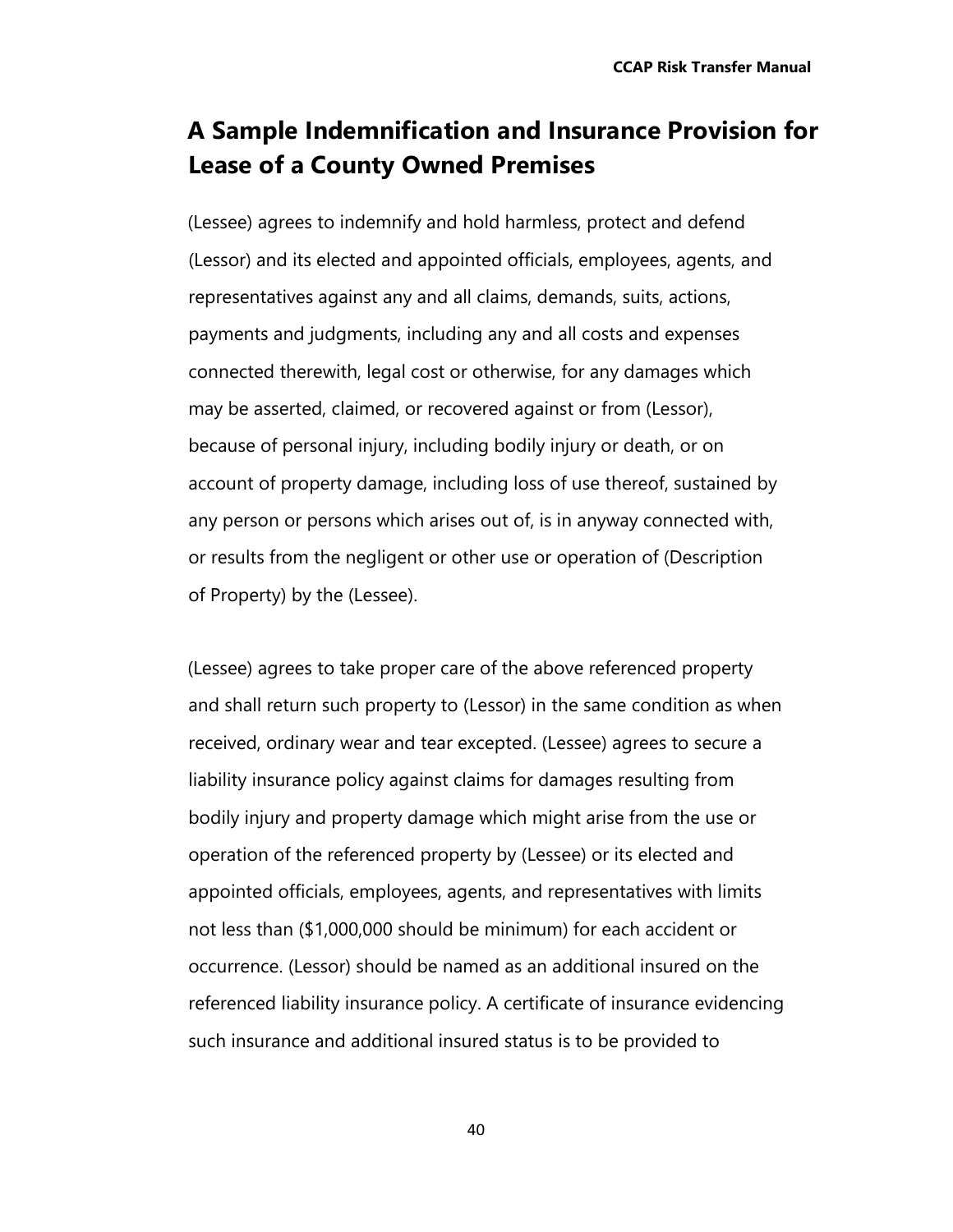# A Sample Indemnification and Insurance Provision for Lease of a County Owned Premises

(Lessee) agrees to indemnify and hold harmless, protect and defend (Lessor) and its elected and appointed officials, employees, agents, and representatives against any and all claims, demands, suits, actions, payments and judgments, including any and all costs and expenses connected therewith, legal cost or otherwise, for any damages which may be asserted, claimed, or recovered against or from (Lessor), because of personal injury, including bodily injury or death, or on account of property damage, including loss of use thereof, sustained by any person or persons which arises out of, is in anyway connected with, or results from the negligent or other use or operation of (Description of Property) by the (Lessee).

(Lessee) agrees to take proper care of the above referenced property and shall return such property to (Lessor) in the same condition as when received, ordinary wear and tear excepted. (Lessee) agrees to secure a liability insurance policy against claims for damages resulting from bodily injury and property damage which might arise from the use or operation of the referenced property by (Lessee) or its elected and appointed officials, employees, agents, and representatives with limits not less than ($1,000,000 should be minimum) for each accident or occurrence. (Lessor) should be named as an additional insured on the referenced liability insurance policy. A certificate of insurance evidencing such insurance and additional insured status is to be provided to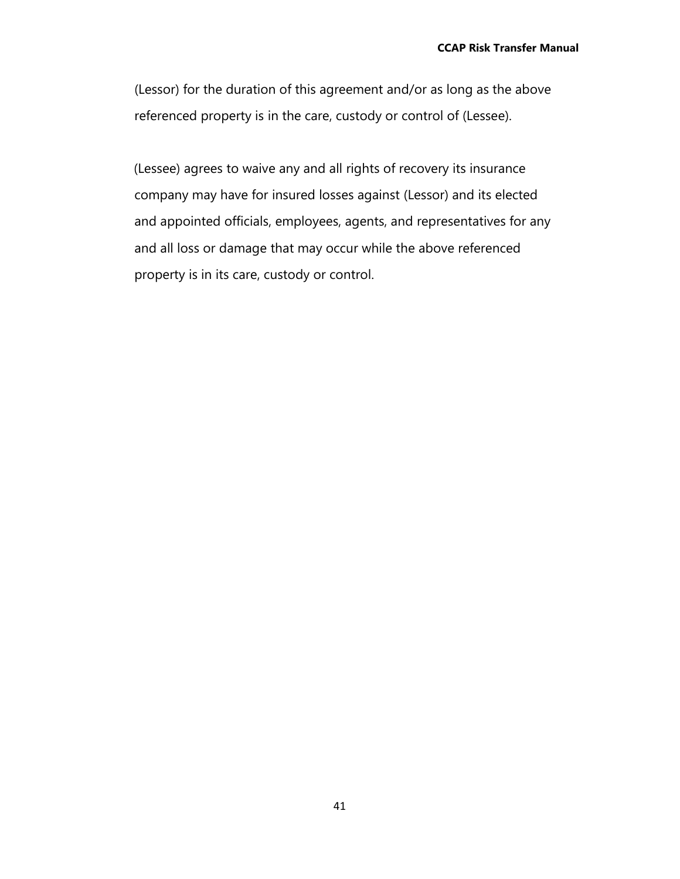(Lessor) for the duration of this agreement and/or as long as the above referenced property is in the care, custody or control of (Lessee).

(Lessee) agrees to waive any and all rights of recovery its insurance company may have for insured losses against (Lessor) and its elected and appointed officials, employees, agents, and representatives for any and all loss or damage that may occur while the above referenced property is in its care, custody or control.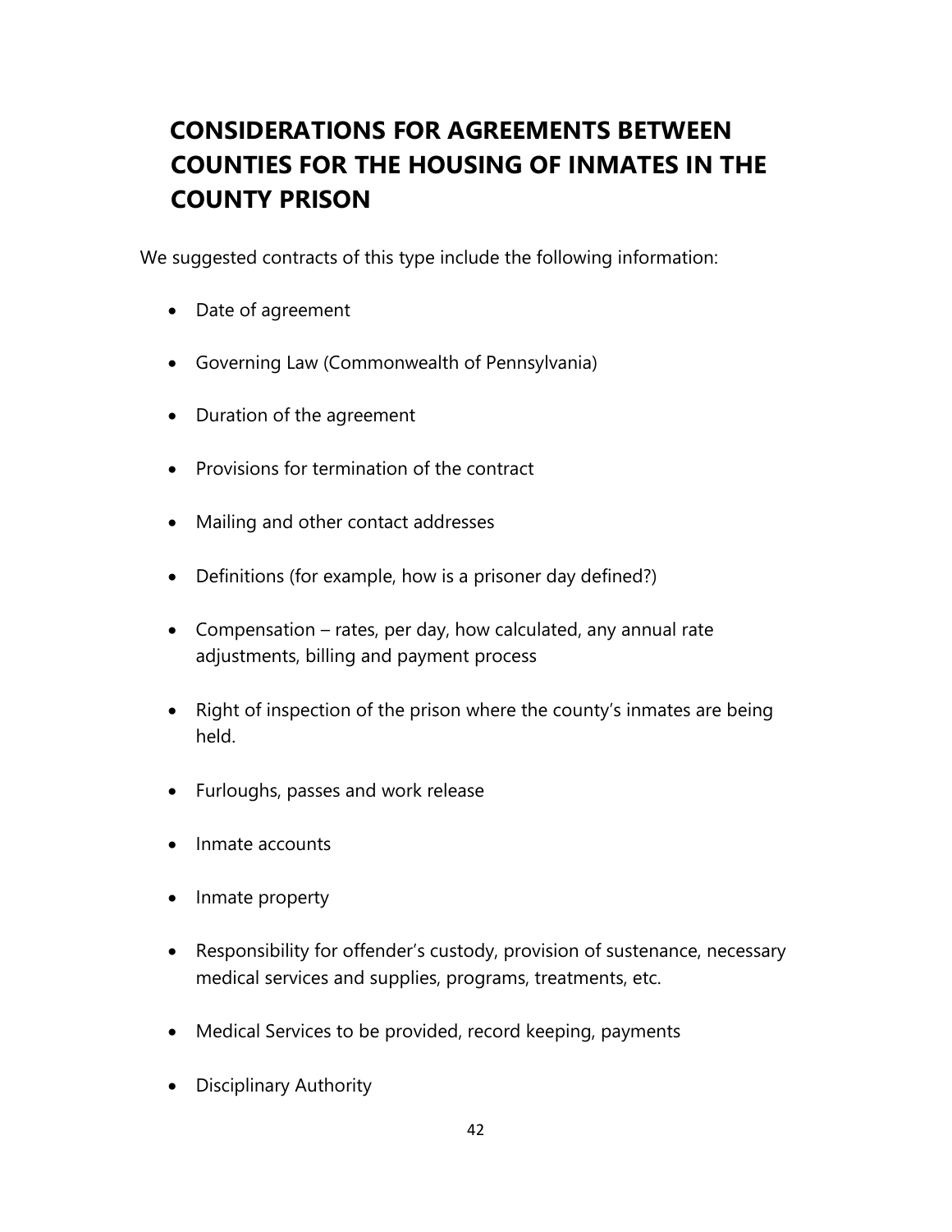# CONSIDERATIONS FOR AGREEMENTS BETWEEN COUNTIES FOR THE HOUSING OF INMATES IN THE COUNTY PRISON

We suggested contracts of this type include the following information:

- Date of agreement
- Governing Law (Commonwealth of Pennsylvania)
- Duration of the agreement
- Provisions for termination of the contract
- Mailing and other contact addresses
- Definitions (for example, how is a prisoner day defined?)
- Compensation – rates, per day, how calculated, any annual rate adjustments, billing and payment process
- Right of inspection of the prison where the county's inmates are being held.
- Furloughs, passes and work release
- Inmate accounts
- Inmate property
- Responsibility for offender's custody, provision of sustenance, necessary medical services and supplies, programs, treatments, etc.
- Medical Services to be provided, record keeping, payments
- Disciplinary Authority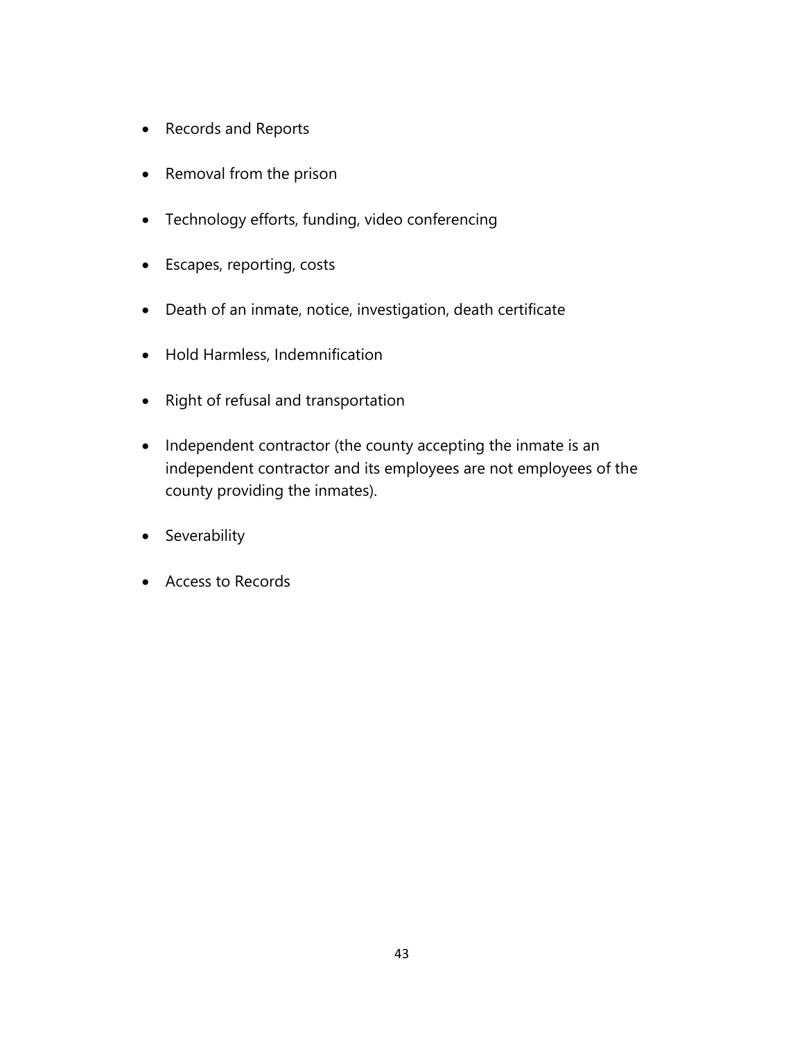- Records and Reports
- Removal from the prison
- Technology efforts, funding, video conferencing
- Escapes, reporting, costs
- Death of an inmate, notice, investigation, death certificate
- Hold Harmless, Indemnification
- Right of refusal and transportation
- Independent contractor (the county accepting the inmate is an independent contractor and its employees are not employees of the county providing the inmates).
- Severability
- Access to Records